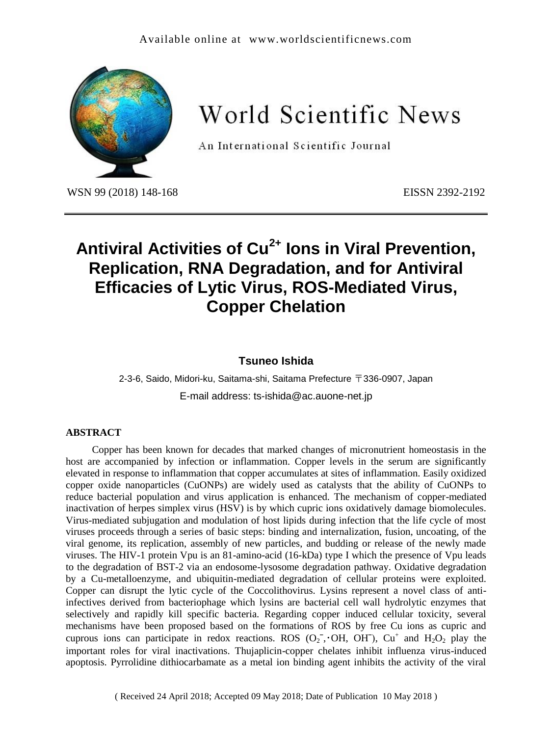Available online at www.worldscientificnews.com

# World Scientific News

An International Scientific Journal

WSN 99 (2018) 148-168 EISSN 2392-2192

# Antiviral Activities of $Cu^{2+}$ Ions in Viral Prevention, Replication, RNA Degradation, and for Antiviral Efficacies of Lytic Virus, ROS-Mediated Virus, Copper Chelation

**Tsuneo Ishida**

2-3-6, Saido, Midori-ku, Saitama-shi, Saitama Prefecture 〒336-0907, Japan

E-mail address: ts-ishida@ac.auone-net.jp

## ABSTRACT

Copper has been known for decades that marked changes of micronutrient homeostasis in the host are accompanied by infection or inflammation. Copper levels in the serum are significantly elevated in response to inflammation that copper accumulates at sites of inflammation. Easily oxidized copper oxide nanoparticles (CuONPs) are widely used as catalysts that the ability of CuONPs to reduce bacterial population and virus application is enhanced. The mechanism of copper-mediated inactivation of herpes simplex virus (HSV) is by which cupric ions oxidatively damage biomolecules. Virus-mediated subjugation and modulation of host lipids during infection that the life cycle of most viruses proceeds through a series of basic steps: binding and internalization, fusion, uncoating, of the viral genome, its replication, assembly of new particles, and budding or release of the newly made viruses. The HIV-1 protein Vpu is an 81-amino-acid (16-kDa) type I which the presence of Vpu leads to the degradation of BST-2 via an endosome-lysosome degradation pathway. Oxidative degradation by a Cu-metalloenzyme, and ubiquitin-mediated degradation of cellular proteins were exploited. Copper can disrupt the lytic cycle of the Coccolithovirus. Lysins represent a novel class of anti-infectives derived from bacteriophage which lysins are bacterial cell wall hydrolytic enzymes that selectively and rapidly kill specific bacteria. Regarding copper induced cellular toxicity, several mechanisms have been proposed based on the formations of ROS by free Cu ions as cupric and cuprous ions can participate in redox reactions. ROS ($O_2^-$, $\cdot OH$, $OH^-$), $Cu^+$ and $H_2O_2$ play the important roles for viral inactivations. Thujaplicin-copper chelates inhibit influenza virus-induced apoptosis. Pyrrolidine dithiocarbamate as a metal ion binding agent inhibits the activity of the viral

( Received 24 April 2018; Accepted 09 May 2018; Date of Publication 10 May 2018 )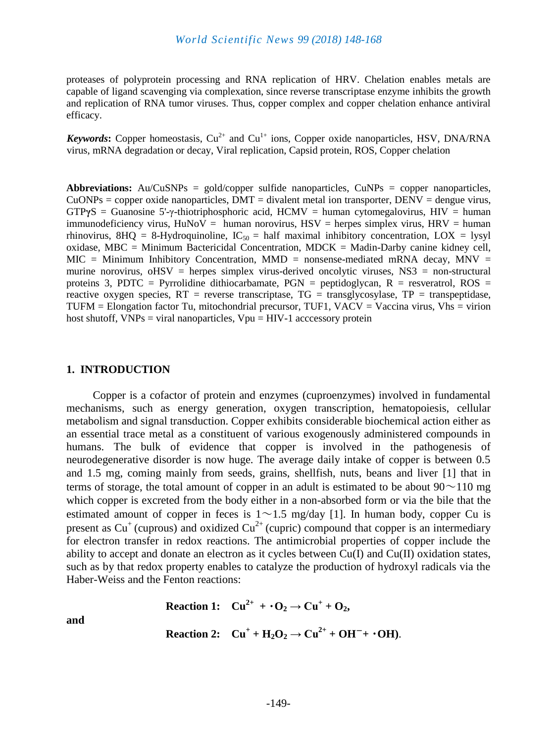proteases of polyprotein processing and RNA replication of HRV. Chelation enables metals are capable of ligand scavenging via complexation, since reverse transcriptase enzyme inhibits the growth and replication of RNA tumor viruses. Thus, copper complex and copper chelation enhance antiviral efficacy.

***Keywords*:** Copper homeostasis, $Cu^{2+}$ and $Cu^{1+}$ ions, Copper oxide nanoparticles, HSV, DNA/RNA virus, mRNA degradation or decay, Viral replication, Capsid protein, ROS, Copper chelation

**Abbreviations:** Au/CuSNPs = gold/copper sulfide nanoparticles, CuNPs = copper nanoparticles, CuONPs = copper oxide nanoparticles, DMT = divalent metal ion transporter, DENV = dengue virus, GTP**γ**S = Guanosine 5'-γ-thiotriphosphoric acid, HCMV = human cytomegalovirus, HIV = human immunodeficiency virus, HuNoV = human norovirus, HSV = herpes simplex virus, HRV = human rhinovirus, 8HQ = 8-Hydroquinoline, $IC_{50}$ = half maximal inhibitory concentration, LOX = lysyl oxidase, MBC = Minimum Bactericidal Concentration, MDCK = Madin-Darby canine kidney cell, MIC = Minimum Inhibitory Concentration, MMD = nonsense-mediated mRNA decay, MNV = murine norovirus, oHSV = herpes simplex virus-derived oncolytic viruses, NS3 = non-structural proteins 3, PDTC = Pyrrolidine dithiocarbamate, PGN = peptidoglycan, R = resveratrol, ROS = reactive oxygen species, RT = reverse transcriptase, TG = transglycosylase, TP = transpeptidase, TUFM = Elongation factor Tu, mitochondrial precursor, TUF1, VACV = Vaccina virus, Vhs = virion host shutoff, VNPs = viral nanoparticles, Vpu = HIV-1 acccessory protein

## 1. INTRODUCTION

Copper is a cofactor of protein and enzymes (cuproenzymes) involved in fundamental mechanisms, such as energy generation, oxygen transcription, hematopoiesis, cellular metabolism and signal transduction. Copper exhibits considerable biochemical action either as an essential trace metal as a constituent of various exogenously administered compounds in humans. The bulk of evidence that copper is involved in the pathogenesis of neurodegenerative disorder is now huge. The average daily intake of copper is between 0.5 and 1.5 mg, coming mainly from seeds, grains, shellfish, nuts, beans and liver [1] that in terms of storage, the total amount of copper in an adult is estimated to be about 90～110 mg which copper is excreted from the body either in a non-absorbed form or via the bile that the estimated amount of copper in feces is 1～1.5 mg/day [1]. In human body, copper Cu is present as $Cu^{+}$ (cuprous) and oxidized $Cu^{2+}$ (cupric) compound that copper is an intermediary for electron transfer in redox reactions. The antimicrobial properties of copper include the ability to accept and donate an electron as it cycles between Cu(I) and Cu(II) oxidation states, such as by that redox property enables to catalyze the production of hydroxyl radicals via the Haber-Weiss and the Fenton reactions:

$$\textbf{Reaction 1:} \quad Cu^{2+} + \cdot O_2 \rightarrow Cu^{+} + O_2,$$

and

$$\textbf{Reaction 2:} \quad Cu^{+} + H_2O_2 \rightarrow Cu^{2+} + OH^{-} + \cdot OH).$$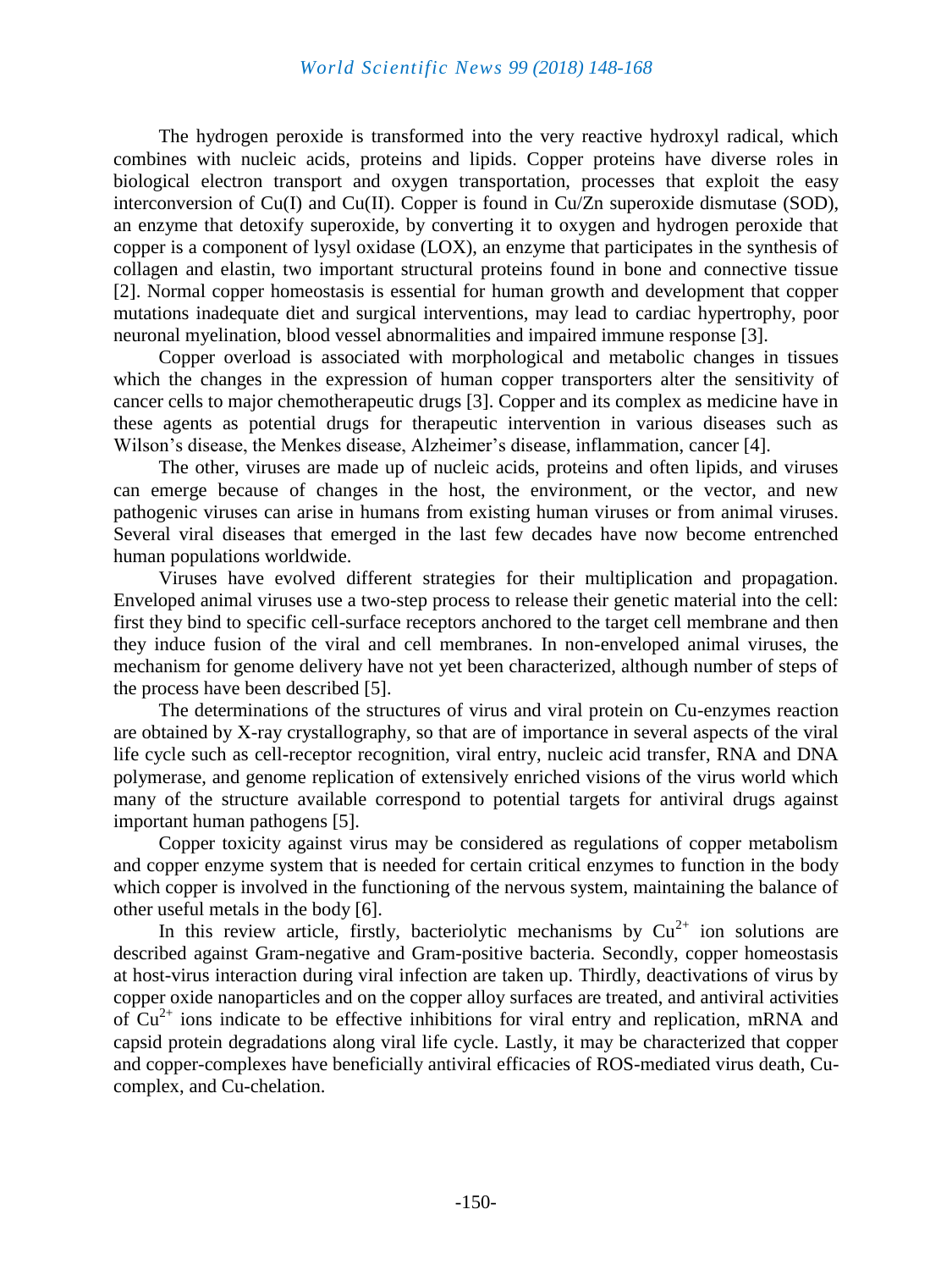The hydrogen peroxide is transformed into the very reactive hydroxyl radical, which combines with nucleic acids, proteins and lipids. Copper proteins have diverse roles in biological electron transport and oxygen transportation, processes that exploit the easy interconversion of Cu(I) and Cu(II). Copper is found in Cu/Zn superoxide dismutase (SOD), an enzyme that detoxify superoxide, by converting it to oxygen and hydrogen peroxide that copper is a component of lysyl oxidase (LOX), an enzyme that participates in the synthesis of collagen and elastin, two important structural proteins found in bone and connective tissue [2]. Normal copper homeostasis is essential for human growth and development that copper mutations inadequate diet and surgical interventions, may lead to cardiac hypertrophy, poor neuronal myelination, blood vessel abnormalities and impaired immune response [3].

Copper overload is associated with morphological and metabolic changes in tissues which the changes in the expression of human copper transporters alter the sensitivity of cancer cells to major chemotherapeutic drugs [3]. Copper and its complex as medicine have in these agents as potential drugs for therapeutic intervention in various diseases such as Wilson's disease, the Menkes disease, Alzheimer's disease, inflammation, cancer [4].

The other, viruses are made up of nucleic acids, proteins and often lipids, and viruses can emerge because of changes in the host, the environment, or the vector, and new pathogenic viruses can arise in humans from existing human viruses or from animal viruses. Several viral diseases that emerged in the last few decades have now become entrenched human populations worldwide.

Viruses have evolved different strategies for their multiplication and propagation. Enveloped animal viruses use a two-step process to release their genetic material into the cell: first they bind to specific cell-surface receptors anchored to the target cell membrane and then they induce fusion of the viral and cell membranes. In non-enveloped animal viruses, the mechanism for genome delivery have not yet been characterized, although number of steps of the process have been described [5].

The determinations of the structures of virus and viral protein on Cu-enzymes reaction are obtained by X-ray crystallography, so that are of importance in several aspects of the viral life cycle such as cell-receptor recognition, viral entry, nucleic acid transfer, RNA and DNA polymerase, and genome replication of extensively enriched visions of the virus world which many of the structure available correspond to potential targets for antiviral drugs against important human pathogens [5].

Copper toxicity against virus may be considered as regulations of copper metabolism and copper enzyme system that is needed for certain critical enzymes to function in the body which copper is involved in the functioning of the nervous system, maintaining the balance of other useful metals in the body [6].

In this review article, firstly, bacteriolytic mechanisms by $Cu^{2+}$ ion solutions are described against Gram-negative and Gram-positive bacteria. Secondly, copper homeostasis at host-virus interaction during viral infection are taken up. Thirdly, deactivations of virus by copper oxide nanoparticles and on the copper alloy surfaces are treated, and antiviral activities of $Cu^{2+}$ ions indicate to be effective inhibitions for viral entry and replication, mRNA and capsid protein degradations along viral life cycle. Lastly, it may be characterized that copper and copper-complexes have beneficially antiviral efficacies of ROS-mediated virus death, Cu-complex, and Cu-chelation.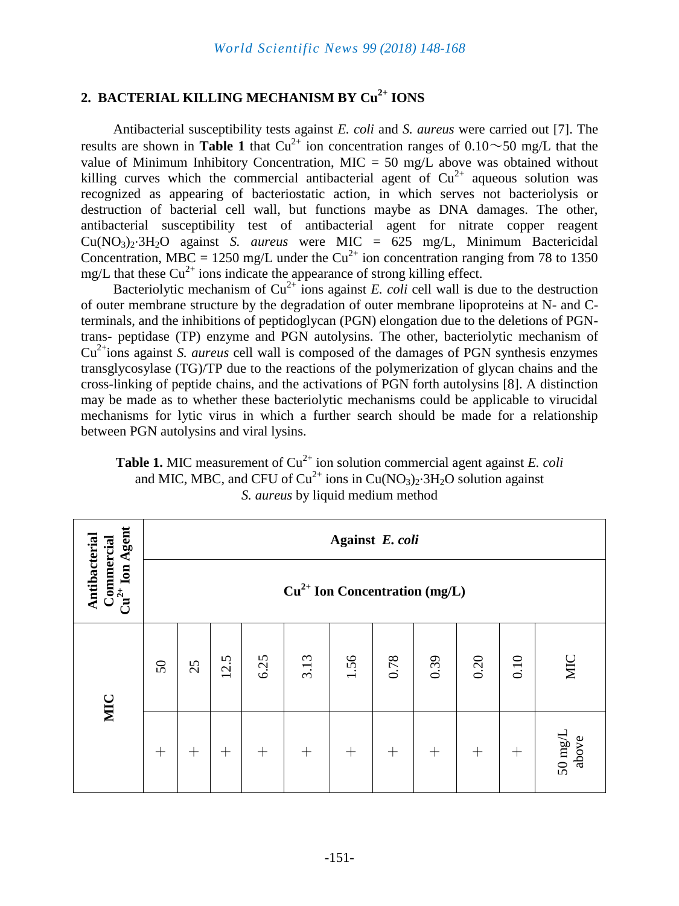## 2. BACTERIAL KILLING MECHANISM BY $Cu^{2+}$ IONS

Antibacterial susceptibility tests against *E. coli* and *S. aureus* were carried out [7]. The results are shown in **Table 1** that $Cu^{2+}$ ion concentration ranges of 0.10～50 mg/L that the value of Minimum Inhibitory Concentration, MIC = 50 mg/L above was obtained without killing curves which the commercial antibacterial agent of $Cu^{2+}$ aqueous solution was recognized as appearing of bacteriostatic action, in which serves not bacteriolysis or destruction of bacterial cell wall, but functions maybe as DNA damages. The other, antibacterial susceptibility test of antibacterial agent for nitrate copper reagent $Cu(NO_3)_2{\cdot}3H_2O$ against *S. aureus* were MIC = 625 mg/L, Minimum Bactericidal Concentration, MBC = 1250 mg/L under the $Cu^{2+}$ ion concentration ranging from 78 to 1350 mg/L that these $Cu^{2+}$ ions indicate the appearance of strong killing effect.

Bacteriolytic mechanism of $Cu^{2+}$ ions against *E. coli* cell wall is due to the destruction of outer membrane structure by the degradation of outer membrane lipoproteins at N- and C-terminals, and the inhibitions of peptidoglycan (PGN) elongation due to the deletions of PGN-trans- peptidase (TP) enzyme and PGN autolysins. The other, bacteriolytic mechanism of $Cu^{2+}$ions against *S. aureus* cell wall is composed of the damages of PGN synthesis enzymes transglycosylase (TG)/TP due to the reactions of the polymerization of glycan chains and the cross-linking of peptide chains, and the activations of PGN forth autolysins [8]. A distinction may be made as to whether these bacteriolytic mechanisms could be applicable to virucidal mechanisms for lytic virus in which a further search should be made for a relationship between PGN autolysins and viral lysins.

**Table 1.** MIC measurement of $Cu^{2+}$ ion solution commercial agent against *E. coli* and MIC, MBC, and CFU of $Cu^{2+}$ ions in $Cu(NO_3)_2{\cdot}3H_2O$ solution against *S. aureus* by liquid medium method

| **Antibacterial Commercial $Cu^{2+}$ Ion Agent** | **Against *E. coli*** | | | | | | | | | | |
|---|---|---|---|---|---|---|---|---|---|---|---|
| | **$Cu^{2+}$ Ion Concentration (mg/L)** | | | | | | | | | | |
| **MIC** | 50 | 25 | 12.5 | 6.25 | 3.13 | 1.56 | 0.78 | 0.39 | 0.20 | 0.10 | MIC |
| | + | + | + | + | + | + | + | + | + | + | 50 mg/L above |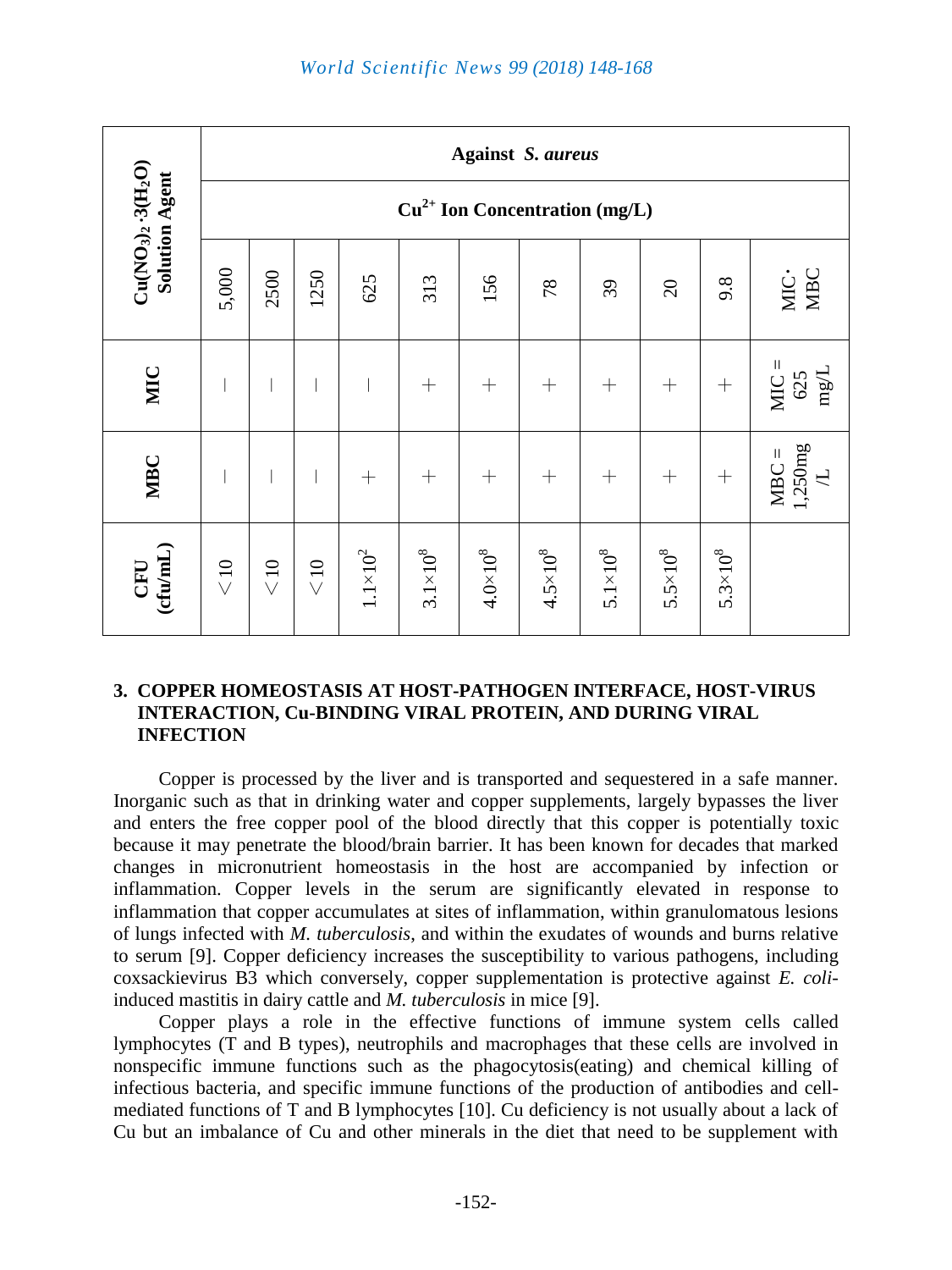| $Cu(NO_3)_2 \cdot 3(H_2O)$ Solution Agent | Against *S. aureus* | | | | | | | | | | |
|---|---|---|---|---|---|---|---|---|---|---|---|
| | $Cu^{2+}$ Ion Concentration (mg/L) | | | | | | | | | | |
| | 5,000 | 2500 | 1250 | 625 | 313 | 156 | 78 | 39 | 20 | 9.8 | MIC· MBC |
| MIC | − | − | − | − | + | + | + | + | + | + | MIC = 625 mg/L |
| MBC | − | − | − | + | + | + | + | + | + | + | MBC = 1,250mg/L |
| CFU (cfu/mL) | < 10 | < 10 | < 10 | $1.1\times10^2$ | $3.1\times10^8$ | $4.0\times10^8$ | $4.5\times10^8$ | $5.1\times10^8$ | $5.5\times10^8$ | $5.3\times10^8$ | |

## 3. COPPER HOMEOSTASIS AT HOST-PATHOGEN INTERFACE, HOST-VIRUS INTERACTION, Cu-BINDING VIRAL PROTEIN, AND DURING VIRAL INFECTION

Copper is processed by the liver and is transported and sequestered in a safe manner. Inorganic such as that in drinking water and copper supplements, largely bypasses the liver and enters the free copper pool of the blood directly that this copper is potentially toxic because it may penetrate the blood/brain barrier. It has been known for decades that marked changes in micronutrient homeostasis in the host are accompanied by infection or inflammation. Copper levels in the serum are significantly elevated in response to inflammation that copper accumulates at sites of inflammation, within granulomatous lesions of lungs infected with *M. tuberculosis*, and within the exudates of wounds and burns relative to serum [9]. Copper deficiency increases the susceptibility to various pathogens, including coxsackievirus B3 which conversely, copper supplementation is protective against *E. coli*-induced mastitis in dairy cattle and *M. tuberculosis* in mice [9].

Copper plays a role in the effective functions of immune system cells called lymphocytes (T and B types), neutrophils and macrophages that these cells are involved in nonspecific immune functions such as the phagocytosis(eating) and chemical killing of infectious bacteria, and specific immune functions of the production of antibodies and cell-mediated functions of T and B lymphocytes [10]. Cu deficiency is not usually about a lack of Cu but an imbalance of Cu and other minerals in the diet that need to be supplement with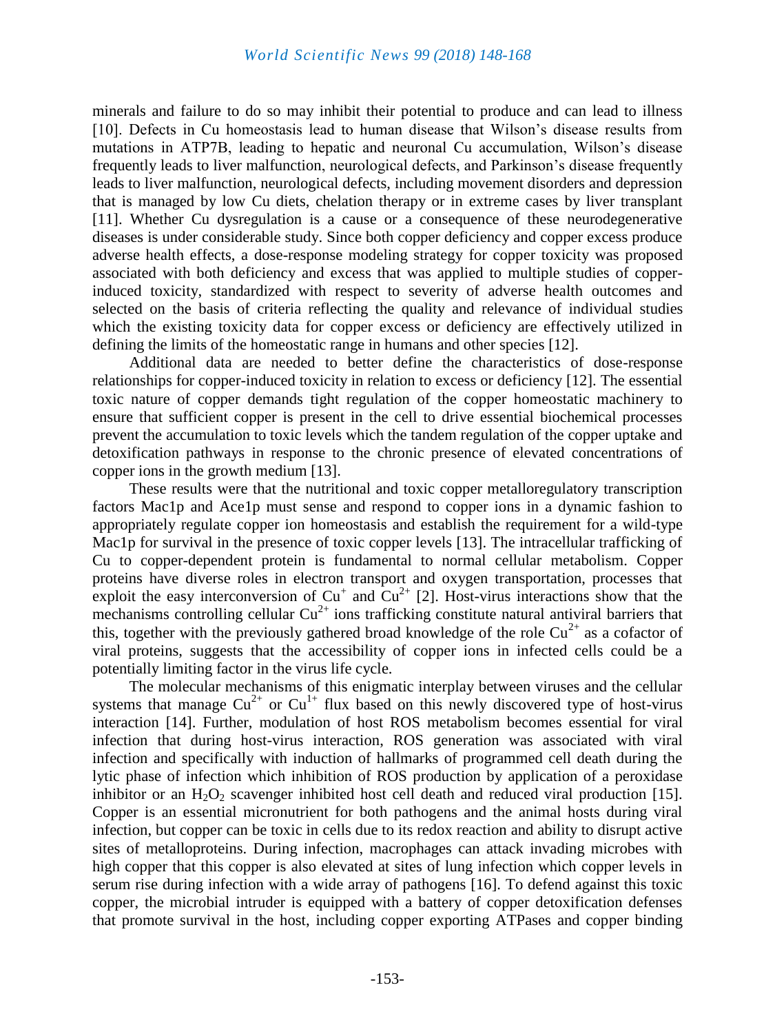minerals and failure to do so may inhibit their potential to produce and can lead to illness [10]. Defects in Cu homeostasis lead to human disease that Wilson's disease results from mutations in ATP7B, leading to hepatic and neuronal Cu accumulation, Wilson's disease frequently leads to liver malfunction, neurological defects, and Parkinson's disease frequently leads to liver malfunction, neurological defects, including movement disorders and depression that is managed by low Cu diets, chelation therapy or in extreme cases by liver transplant [11]. Whether Cu dysregulation is a cause or a consequence of these neurodegenerative diseases is under considerable study. Since both copper deficiency and copper excess produce adverse health effects, a dose-response modeling strategy for copper toxicity was proposed associated with both deficiency and excess that was applied to multiple studies of copper-induced toxicity, standardized with respect to severity of adverse health outcomes and selected on the basis of criteria reflecting the quality and relevance of individual studies which the existing toxicity data for copper excess or deficiency are effectively utilized in defining the limits of the homeostatic range in humans and other species [12].

Additional data are needed to better define the characteristics of dose-response relationships for copper-induced toxicity in relation to excess or deficiency [12]. The essential toxic nature of copper demands tight regulation of the copper homeostatic machinery to ensure that sufficient copper is present in the cell to drive essential biochemical processes prevent the accumulation to toxic levels which the tandem regulation of the copper uptake and detoxification pathways in response to the chronic presence of elevated concentrations of copper ions in the growth medium [13].

These results were that the nutritional and toxic copper metalloregulatory transcription factors Mac1p and Ace1p must sense and respond to copper ions in a dynamic fashion to appropriately regulate copper ion homeostasis and establish the requirement for a wild-type Mac1p for survival in the presence of toxic copper levels [13]. The intracellular trafficking of Cu to copper-dependent protein is fundamental to normal cellular metabolism. Copper proteins have diverse roles in electron transport and oxygen transportation, processes that exploit the easy interconversion of $Cu^{+}$ and $Cu^{2+}$ [2]. Host-virus interactions show that the mechanisms controlling cellular $Cu^{2+}$ ions trafficking constitute natural antiviral barriers that this, together with the previously gathered broad knowledge of the role $Cu^{2+}$ as a cofactor of viral proteins, suggests that the accessibility of copper ions in infected cells could be a potentially limiting factor in the virus life cycle.

The molecular mechanisms of this enigmatic interplay between viruses and the cellular systems that manage $Cu^{2+}$ or $Cu^{1+}$ flux based on this newly discovered type of host-virus interaction [14]. Further, modulation of host ROS metabolism becomes essential for viral infection that during host-virus interaction, ROS generation was associated with viral infection and specifically with induction of hallmarks of programmed cell death during the lytic phase of infection which inhibition of ROS production by application of a peroxidase inhibitor or an $H_2O_2$ scavenger inhibited host cell death and reduced viral production [15]. Copper is an essential micronutrient for both pathogens and the animal hosts during viral infection, but copper can be toxic in cells due to its redox reaction and ability to disrupt active sites of metalloproteins. During infection, macrophages can attack invading microbes with high copper that this copper is also elevated at sites of lung infection which copper levels in serum rise during infection with a wide array of pathogens [16]. To defend against this toxic copper, the microbial intruder is equipped with a battery of copper detoxification defenses that promote survival in the host, including copper exporting ATPases and copper binding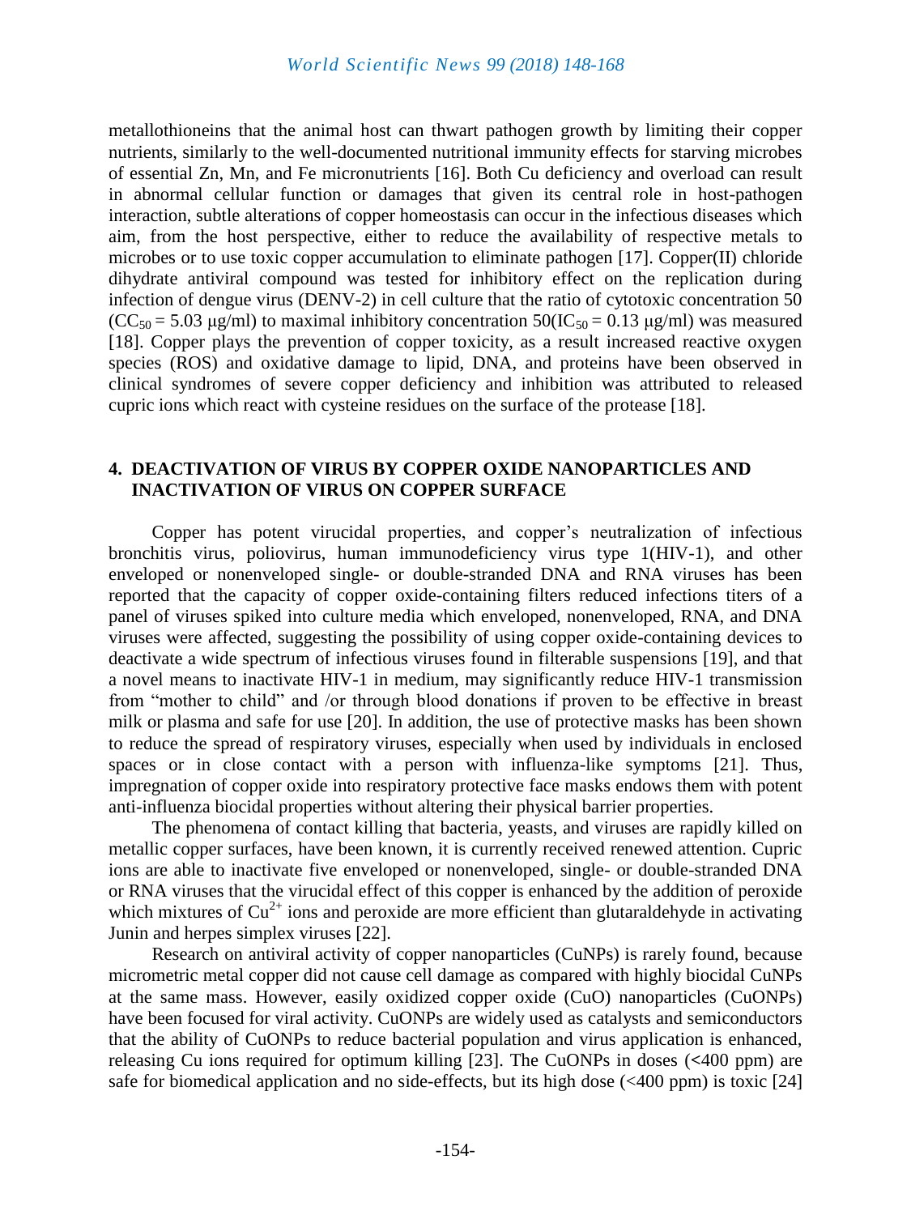metallothioneins that the animal host can thwart pathogen growth by limiting their copper nutrients, similarly to the well-documented nutritional immunity effects for starving microbes of essential Zn, Mn, and Fe micronutrients [16]. Both Cu deficiency and overload can result in abnormal cellular function or damages that given its central role in host-pathogen interaction, subtle alterations of copper homeostasis can occur in the infectious diseases which aim, from the host perspective, either to reduce the availability of respective metals to microbes or to use toxic copper accumulation to eliminate pathogen [17]. Copper(II) chloride dihydrate antiviral compound was tested for inhibitory effect on the replication during infection of dengue virus (DENV-2) in cell culture that the ratio of cytotoxic concentration 50 ($CC_{50}$ = 5.03 μg/ml) to maximal inhibitory concentration 50($IC_{50}$ = 0.13 μg/ml) was measured [18]. Copper plays the prevention of copper toxicity, as a result increased reactive oxygen species (ROS) and oxidative damage to lipid, DNA, and proteins have been observed in clinical syndromes of severe copper deficiency and inhibition was attributed to released cupric ions which react with cysteine residues on the surface of the protease [18].

## 4. DEACTIVATION OF VIRUS BY COPPER OXIDE NANOPARTICLES AND INACTIVATION OF VIRUS ON COPPER SURFACE

Copper has potent virucidal properties, and copper's neutralization of infectious bronchitis virus, poliovirus, human immunodeficiency virus type 1(HIV-1), and other enveloped or nonenveloped single- or double-stranded DNA and RNA viruses has been reported that the capacity of copper oxide-containing filters reduced infections titers of a panel of viruses spiked into culture media which enveloped, nonenveloped, RNA, and DNA viruses were affected, suggesting the possibility of using copper oxide-containing devices to deactivate a wide spectrum of infectious viruses found in filterable suspensions [19], and that a novel means to inactivate HIV-1 in medium, may significantly reduce HIV-1 transmission from "mother to child" and /or through blood donations if proven to be effective in breast milk or plasma and safe for use [20]. In addition, the use of protective masks has been shown to reduce the spread of respiratory viruses, especially when used by individuals in enclosed spaces or in close contact with a person with influenza-like symptoms [21]. Thus, impregnation of copper oxide into respiratory protective face masks endows them with potent anti-influenza biocidal properties without altering their physical barrier properties.

The phenomena of contact killing that bacteria, yeasts, and viruses are rapidly killed on metallic copper surfaces, have been known, it is currently received renewed attention. Cupric ions are able to inactivate five enveloped or nonenveloped, single- or double-stranded DNA or RNA viruses that the virucidal effect of this copper is enhanced by the addition of peroxide which mixtures of $Cu^{2+}$ ions and peroxide are more efficient than glutaraldehyde in activating Junin and herpes simplex viruses [22].

Research on antiviral activity of copper nanoparticles (CuNPs) is rarely found, because micrometric metal copper did not cause cell damage as compared with highly biocidal CuNPs at the same mass. However, easily oxidized copper oxide (CuO) nanoparticles (CuONPs) have been focused for viral activity. CuONPs are widely used as catalysts and semiconductors that the ability of CuONPs to reduce bacterial population and virus application is enhanced, releasing Cu ions required for optimum killing [23]. The CuONPs in doses (<400 ppm) are safe for biomedical application and no side-effects, but its high dose (<400 ppm) is toxic [24]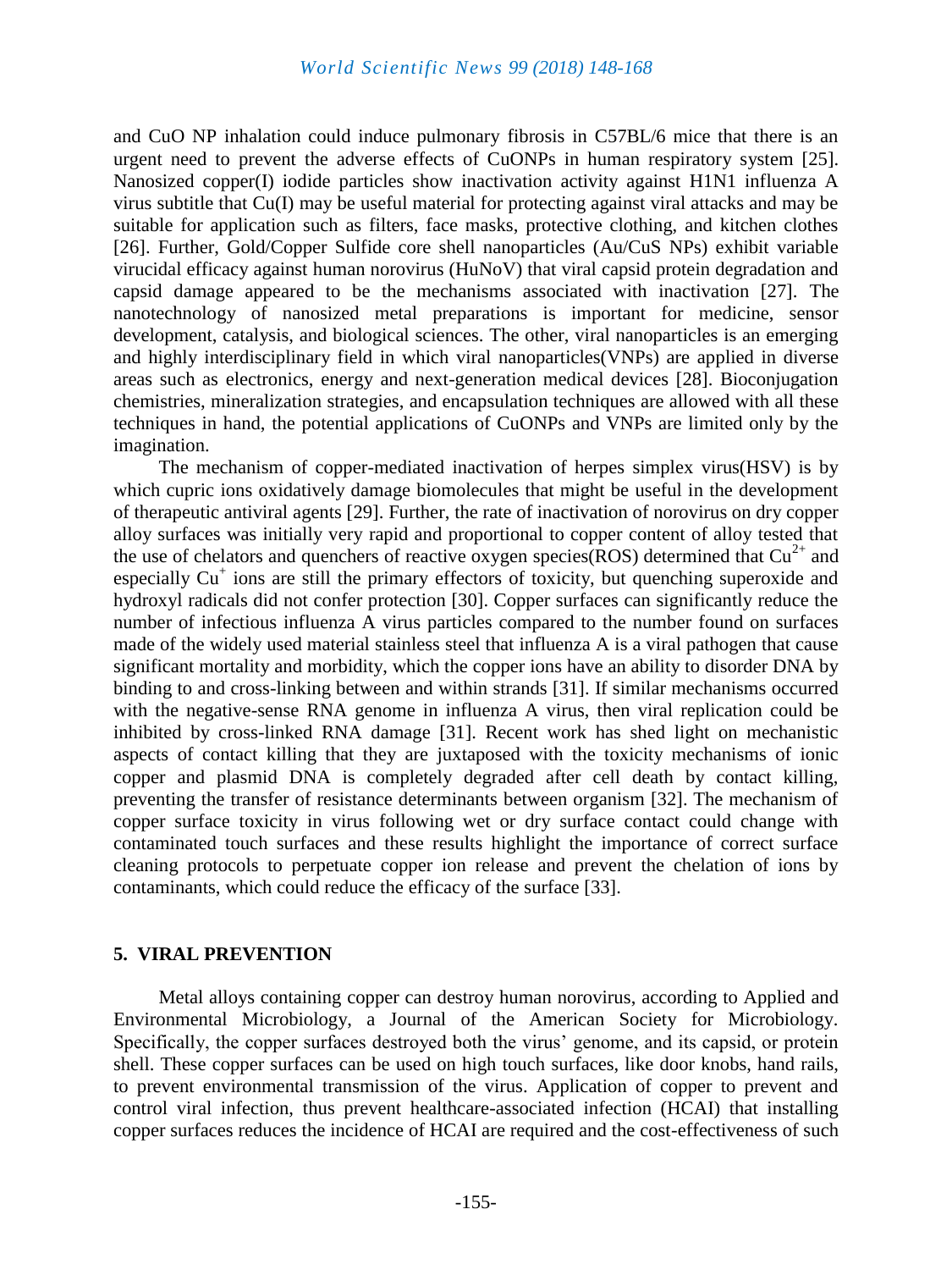and CuO NP inhalation could induce pulmonary fibrosis in C57BL/6 mice that there is an urgent need to prevent the adverse effects of CuONPs in human respiratory system [25]. Nanosized copper(I) iodide particles show inactivation activity against H1N1 influenza A virus subtitle that Cu(I) may be useful material for protecting against viral attacks and may be suitable for application such as filters, face masks, protective clothing, and kitchen clothes [26]. Further, Gold/Copper Sulfide core shell nanoparticles (Au/CuS NPs) exhibit variable virucidal efficacy against human norovirus (HuNoV) that viral capsid protein degradation and capsid damage appeared to be the mechanisms associated with inactivation [27]. The nanotechnology of nanosized metal preparations is important for medicine, sensor development, catalysis, and biological sciences. The other, viral nanoparticles is an emerging and highly interdisciplinary field in which viral nanoparticles(VNPs) are applied in diverse areas such as electronics, energy and next-generation medical devices [28]. Bioconjugation chemistries, mineralization strategies, and encapsulation techniques are allowed with all these techniques in hand, the potential applications of CuONPs and VNPs are limited only by the imagination.

The mechanism of copper-mediated inactivation of herpes simplex virus(HSV) is by which cupric ions oxidatively damage biomolecules that might be useful in the development of therapeutic antiviral agents [29]. Further, the rate of inactivation of norovirus on dry copper alloy surfaces was initially very rapid and proportional to copper content of alloy tested that the use of chelators and quenchers of reactive oxygen species(ROS) determined that $Cu^{2+}$ and especially $Cu^{+}$ ions are still the primary effectors of toxicity, but quenching superoxide and hydroxyl radicals did not confer protection [30]. Copper surfaces can significantly reduce the number of infectious influenza A virus particles compared to the number found on surfaces made of the widely used material stainless steel that influenza A is a viral pathogen that cause significant mortality and morbidity, which the copper ions have an ability to disorder DNA by binding to and cross-linking between and within strands [31]. If similar mechanisms occurred with the negative-sense RNA genome in influenza A virus, then viral replication could be inhibited by cross-linked RNA damage [31]. Recent work has shed light on mechanistic aspects of contact killing that they are juxtaposed with the toxicity mechanisms of ionic copper and plasmid DNA is completely degraded after cell death by contact killing, preventing the transfer of resistance determinants between organism [32]. The mechanism of copper surface toxicity in virus following wet or dry surface contact could change with contaminated touch surfaces and these results highlight the importance of correct surface cleaning protocols to perpetuate copper ion release and prevent the chelation of ions by contaminants, which could reduce the efficacy of the surface [33].

## 5. VIRAL PREVENTION

Metal alloys containing copper can destroy human norovirus, according to Applied and Environmental Microbiology, a Journal of the American Society for Microbiology. Specifically, the copper surfaces destroyed both the virus' genome, and its capsid, or protein shell. These copper surfaces can be used on high touch surfaces, like door knobs, hand rails, to prevent environmental transmission of the virus. Application of copper to prevent and control viral infection, thus prevent healthcare-associated infection (HCAI) that installing copper surfaces reduces the incidence of HCAI are required and the cost-effectiveness of such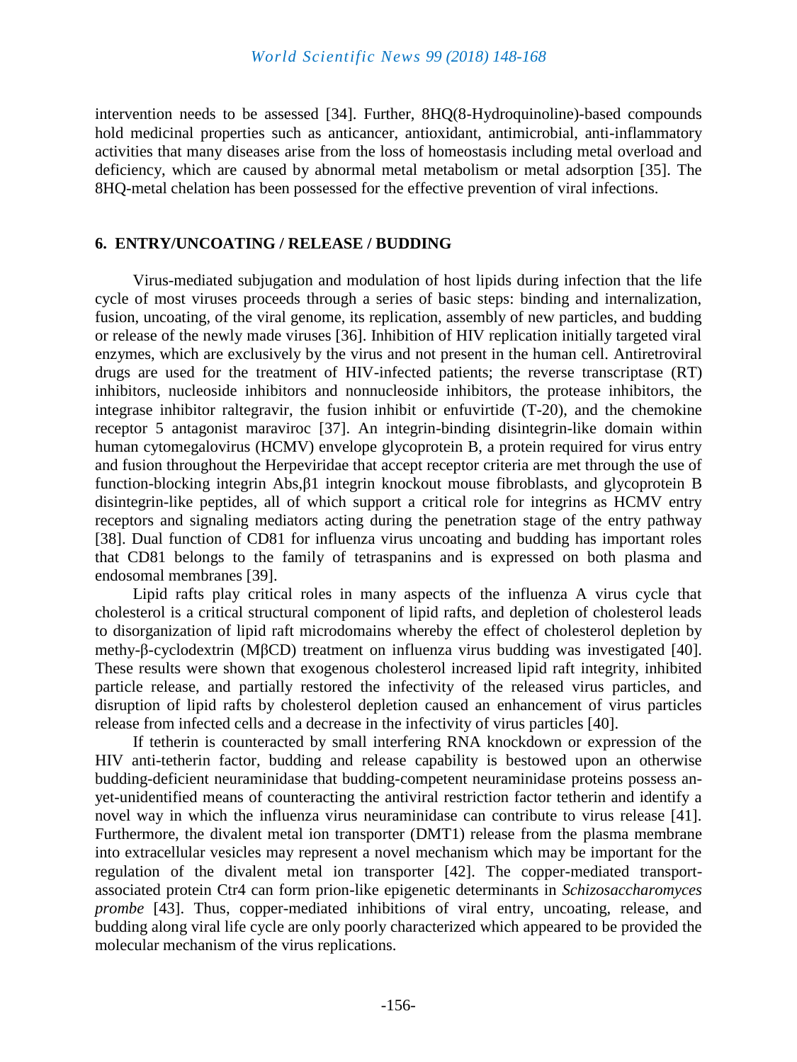intervention needs to be assessed [34]. Further, 8HQ(8-Hydroquinoline)-based compounds hold medicinal properties such as anticancer, antioxidant, antimicrobial, anti-inflammatory activities that many diseases arise from the loss of homeostasis including metal overload and deficiency, which are caused by abnormal metal metabolism or metal adsorption [35]. The 8HQ-metal chelation has been possessed for the effective prevention of viral infections.

## 6. ENTRY/UNCOATING / RELEASE / BUDDING

Virus-mediated subjugation and modulation of host lipids during infection that the life cycle of most viruses proceeds through a series of basic steps: binding and internalization, fusion, uncoating, of the viral genome, its replication, assembly of new particles, and budding or release of the newly made viruses [36]. Inhibition of HIV replication initially targeted viral enzymes, which are exclusively by the virus and not present in the human cell. Antiretroviral drugs are used for the treatment of HIV-infected patients; the reverse transcriptase (RT) inhibitors, nucleoside inhibitors and nonnucleoside inhibitors, the protease inhibitors, the integrase inhibitor raltegravir, the fusion inhibit or enfuvirtide (T-20), and the chemokine receptor 5 antagonist maraviroc [37]. An integrin-binding disintegrin-like domain within human cytomegalovirus (HCMV) envelope glycoprotein B, a protein required for virus entry and fusion throughout the Herpeviridae that accept receptor criteria are met through the use of function-blocking integrin Abs,β1 integrin knockout mouse fibroblasts, and glycoprotein B disintegrin-like peptides, all of which support a critical role for integrins as HCMV entry receptors and signaling mediators acting during the penetration stage of the entry pathway [38]. Dual function of CD81 for influenza virus uncoating and budding has important roles that CD81 belongs to the family of tetraspanins and is expressed on both plasma and endosomal membranes [39].

Lipid rafts play critical roles in many aspects of the influenza A virus cycle that cholesterol is a critical structural component of lipid rafts, and depletion of cholesterol leads to disorganization of lipid raft microdomains whereby the effect of cholesterol depletion by methy-β-cyclodextrin (MβCD) treatment on influenza virus budding was investigated [40]. These results were shown that exogenous cholesterol increased lipid raft integrity, inhibited particle release, and partially restored the infectivity of the released virus particles, and disruption of lipid rafts by cholesterol depletion caused an enhancement of virus particles release from infected cells and a decrease in the infectivity of virus particles [40].

If tetherin is counteracted by small interfering RNA knockdown or expression of the HIV anti-tetherin factor, budding and release capability is bestowed upon an otherwise budding-deficient neuraminidase that budding-competent neuraminidase proteins possess an-yet-unidentified means of counteracting the antiviral restriction factor tetherin and identify a novel way in which the influenza virus neuraminidase can contribute to virus release [41]. Furthermore, the divalent metal ion transporter (DMT1) release from the plasma membrane into extracellular vesicles may represent a novel mechanism which may be important for the regulation of the divalent metal ion transporter [42]. The copper-mediated transport-associated protein Ctr4 can form prion-like epigenetic determinants in *Schizosaccharomyces prombe* [43]. Thus, copper-mediated inhibitions of viral entry, uncoating, release, and budding along viral life cycle are only poorly characterized which appeared to be provided the molecular mechanism of the virus replications.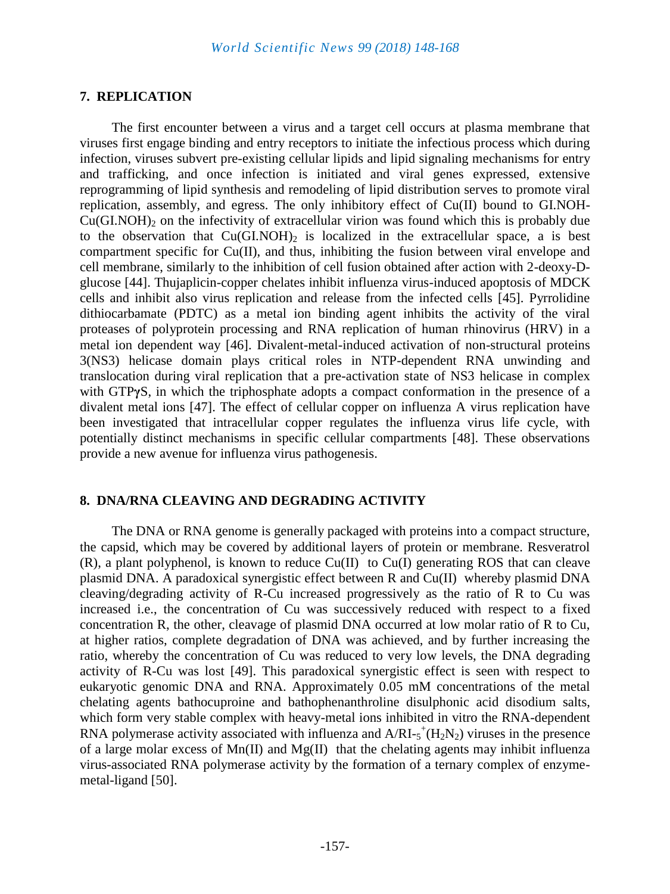## 7. REPLICATION

The first encounter between a virus and a target cell occurs at plasma membrane that viruses first engage binding and entry receptors to initiate the infectious process which during infection, viruses subvert pre-existing cellular lipids and lipid signaling mechanisms for entry and trafficking, and once infection is initiated and viral genes expressed, extensive reprogramming of lipid synthesis and remodeling of lipid distribution serves to promote viral replication, assembly, and egress. The only inhibitory effect of Cu(II) bound to GI.NOH-$Cu(GI.NOH)_2$ on the infectivity of extracellular virion was found which this is probably due to the observation that $Cu(GI.NOH)_2$ is localized in the extracellular space, a is best compartment specific for Cu(II), and thus, inhibiting the fusion between viral envelope and cell membrane, similarly to the inhibition of cell fusion obtained after action with 2-deoxy-D-glucose [44]. Thujaplicin-copper chelates inhibit influenza virus-induced apoptosis of MDCK cells and inhibit also virus replication and release from the infected cells [45]. Pyrrolidine dithiocarbamate (PDTC) as a metal ion binding agent inhibits the activity of the viral proteases of polyprotein processing and RNA replication of human rhinovirus (HRV) in a metal ion dependent way [46]. Divalent-metal-induced activation of non-structural proteins 3(NS3) helicase domain plays critical roles in NTP-dependent RNA unwinding and translocation during viral replication that a pre-activation state of NS3 helicase in complex with GTPγS, in which the triphosphate adopts a compact conformation in the presence of a divalent metal ions [47]. The effect of cellular copper on influenza A virus replication have been investigated that intracellular copper regulates the influenza virus life cycle, with potentially distinct mechanisms in specific cellular compartments [48]. These observations provide a new avenue for influenza virus pathogenesis.

## 8. DNA/RNA CLEAVING AND DEGRADING ACTIVITY

The DNA or RNA genome is generally packaged with proteins into a compact structure, the capsid, which may be covered by additional layers of protein or membrane. Resveratrol (R), a plant polyphenol, is known to reduce Cu(II) to Cu(I) generating ROS that can cleave plasmid DNA. A paradoxical synergistic effect between R and Cu(II) whereby plasmid DNA cleaving/degrading activity of R-Cu increased progressively as the ratio of R to Cu was increased i.e., the concentration of Cu was successively reduced with respect to a fixed concentration R, the other, cleavage of plasmid DNA occurred at low molar ratio of R to Cu, at higher ratios, complete degradation of DNA was achieved, and by further increasing the ratio, whereby the concentration of Cu was reduced to very low levels, the DNA degrading activity of R-Cu was lost [49]. This paradoxical synergistic effect is seen with respect to eukaryotic genomic DNA and RNA. Approximately 0.05 mM concentrations of the metal chelating agents bathocuproine and bathophenanthroline disulphonic acid disodium salts, which form very stable complex with heavy-metal ions inhibited in vitro the RNA-dependent RNA polymerase activity associated with influenza and A/RI-$_5^+$($H_2N_2$) viruses in the presence of a large molar excess of Mn(II) and Mg(II) that the chelating agents may inhibit influenza virus-associated RNA polymerase activity by the formation of a ternary complex of enzyme-metal-ligand [50].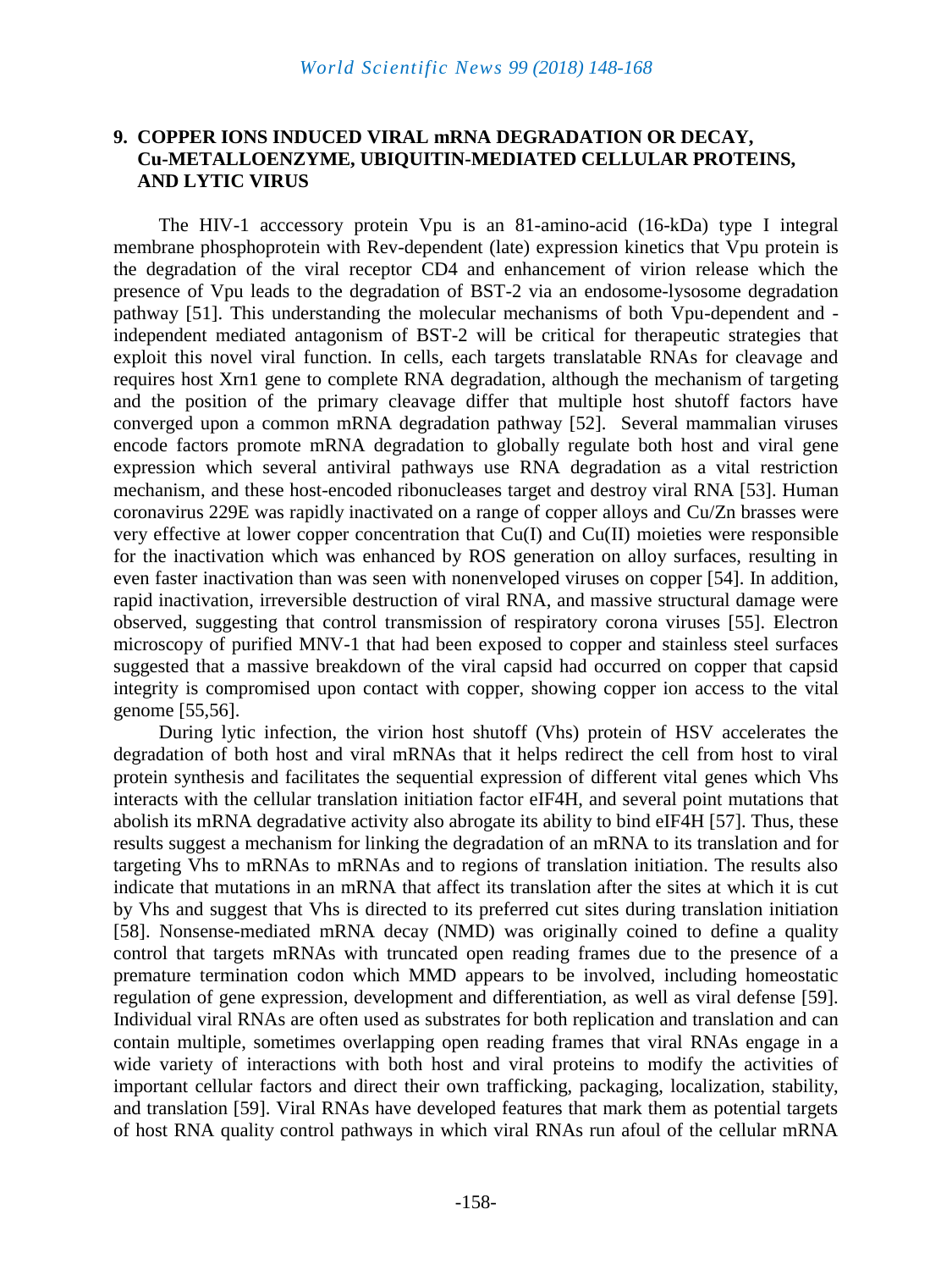## 9. COPPER IONS INDUCED VIRAL mRNA DEGRADATION OR DECAY, Cu-METALLOENZYME, UBIQUITIN-MEDIATED CELLULAR PROTEINS, AND LYTIC VIRUS

The HIV-1 acccessory protein Vpu is an 81-amino-acid (16-kDa) type I integral membrane phosphoprotein with Rev-dependent (late) expression kinetics that Vpu protein is the degradation of the viral receptor CD4 and enhancement of virion release which the presence of Vpu leads to the degradation of BST-2 via an endosome-lysosome degradation pathway [51]. This understanding the molecular mechanisms of both Vpu-dependent and -independent mediated antagonism of BST-2 will be critical for therapeutic strategies that exploit this novel viral function. In cells, each targets translatable RNAs for cleavage and requires host Xrn1 gene to complete RNA degradation, although the mechanism of targeting and the position of the primary cleavage differ that multiple host shutoff factors have converged upon a common mRNA degradation pathway [52]. Several mammalian viruses encode factors promote mRNA degradation to globally regulate both host and viral gene expression which several antiviral pathways use RNA degradation as a vital restriction mechanism, and these host-encoded ribonucleases target and destroy viral RNA [53]. Human coronavirus 229E was rapidly inactivated on a range of copper alloys and Cu/Zn brasses were very effective at lower copper concentration that Cu(I) and Cu(II) moieties were responsible for the inactivation which was enhanced by ROS generation on alloy surfaces, resulting in even faster inactivation than was seen with nonenveloped viruses on copper [54]. In addition, rapid inactivation, irreversible destruction of viral RNA, and massive structural damage were observed, suggesting that control transmission of respiratory corona viruses [55]. Electron microscopy of purified MNV-1 that had been exposed to copper and stainless steel surfaces suggested that a massive breakdown of the viral capsid had occurred on copper that capsid integrity is compromised upon contact with copper, showing copper ion access to the vital genome [55,56].

During lytic infection, the virion host shutoff (Vhs) protein of HSV accelerates the degradation of both host and viral mRNAs that it helps redirect the cell from host to viral protein synthesis and facilitates the sequential expression of different vital genes which Vhs interacts with the cellular translation initiation factor eIF4H, and several point mutations that abolish its mRNA degradative activity also abrogate its ability to bind eIF4H [57]. Thus, these results suggest a mechanism for linking the degradation of an mRNA to its translation and for targeting Vhs to mRNAs to mRNAs and to regions of translation initiation. The results also indicate that mutations in an mRNA that affect its translation after the sites at which it is cut by Vhs and suggest that Vhs is directed to its preferred cut sites during translation initiation [58]. Nonsense-mediated mRNA decay (NMD) was originally coined to define a quality control that targets mRNAs with truncated open reading frames due to the presence of a premature termination codon which MMD appears to be involved, including homeostatic regulation of gene expression, development and differentiation, as well as viral defense [59]. Individual viral RNAs are often used as substrates for both replication and translation and can contain multiple, sometimes overlapping open reading frames that viral RNAs engage in a wide variety of interactions with both host and viral proteins to modify the activities of important cellular factors and direct their own trafficking, packaging, localization, stability, and translation [59]. Viral RNAs have developed features that mark them as potential targets of host RNA quality control pathways in which viral RNAs run afoul of the cellular mRNA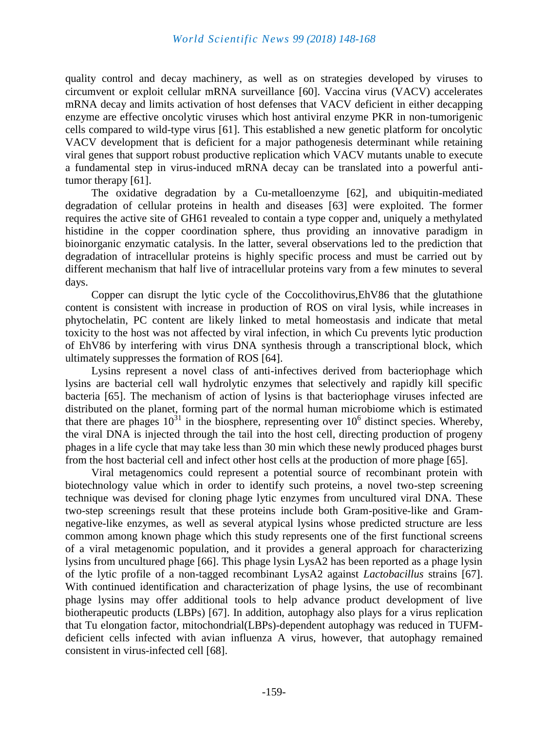quality control and decay machinery, as well as on strategies developed by viruses to circumvent or exploit cellular mRNA surveillance [60]. Vaccina virus (VACV) accelerates mRNA decay and limits activation of host defenses that VACV deficient in either decapping enzyme are effective oncolytic viruses which host antiviral enzyme PKR in non-tumorigenic cells compared to wild-type virus [61]. This established a new genetic platform for oncolytic VACV development that is deficient for a major pathogenesis determinant while retaining viral genes that support robust productive replication which VACV mutants unable to execute a fundamental step in virus-induced mRNA decay can be translated into a powerful anti-tumor therapy [61].

The oxidative degradation by a Cu-metalloenzyme [62], and ubiquitin-mediated degradation of cellular proteins in health and diseases [63] were exploited. The former requires the active site of GH61 revealed to contain a type copper and, uniquely a methylated histidine in the copper coordination sphere, thus providing an innovative paradigm in bioinorganic enzymatic catalysis. In the latter, several observations led to the prediction that degradation of intracellular proteins is highly specific process and must be carried out by different mechanism that half live of intracellular proteins vary from a few minutes to several days.

Copper can disrupt the lytic cycle of the Coccolithovirus,EhV86 that the glutathione content is consistent with increase in production of ROS on viral lysis, while increases in phytochelatin, PC content are likely linked to metal homeostasis and indicate that metal toxicity to the host was not affected by viral infection, in which Cu prevents lytic production of EhV86 by interfering with virus DNA synthesis through a transcriptional block, which ultimately suppresses the formation of ROS [64].

Lysins represent a novel class of anti-infectives derived from bacteriophage which lysins are bacterial cell wall hydrolytic enzymes that selectively and rapidly kill specific bacteria [65]. The mechanism of action of lysins is that bacteriophage viruses infected are distributed on the planet, forming part of the normal human microbiome which is estimated that there are phages $10^{31}$ in the biosphere, representing over $10^{6}$ distinct species. Whereby, the viral DNA is injected through the tail into the host cell, directing production of progeny phages in a life cycle that may take less than 30 min which these newly produced phages burst from the host bacterial cell and infect other host cells at the production of more phage [65].

Viral metagenomics could represent a potential source of recombinant protein with biotechnology value which in order to identify such proteins, a novel two-step screening technique was devised for cloning phage lytic enzymes from uncultured viral DNA. These two-step screenings result that these proteins include both Gram-positive-like and Gram-negative-like enzymes, as well as several atypical lysins whose predicted structure are less common among known phage which this study represents one of the first functional screens of a viral metagenomic population, and it provides a general approach for characterizing lysins from uncultured phage [66]. This phage lysin LysA2 has been reported as a phage lysin of the lytic profile of a non-tagged recombinant LysA2 against *Lactobacillus* strains [67]. With continued identification and characterization of phage lysins, the use of recombinant phage lysins may offer additional tools to help advance product development of live biotherapeutic products (LBPs) [67]. In addition, autophagy also plays for a virus replication that Tu elongation factor, mitochondrial(LBPs)-dependent autophagy was reduced in TUFM-deficient cells infected with avian influenza A virus, however, that autophagy remained consistent in virus-infected cell [68].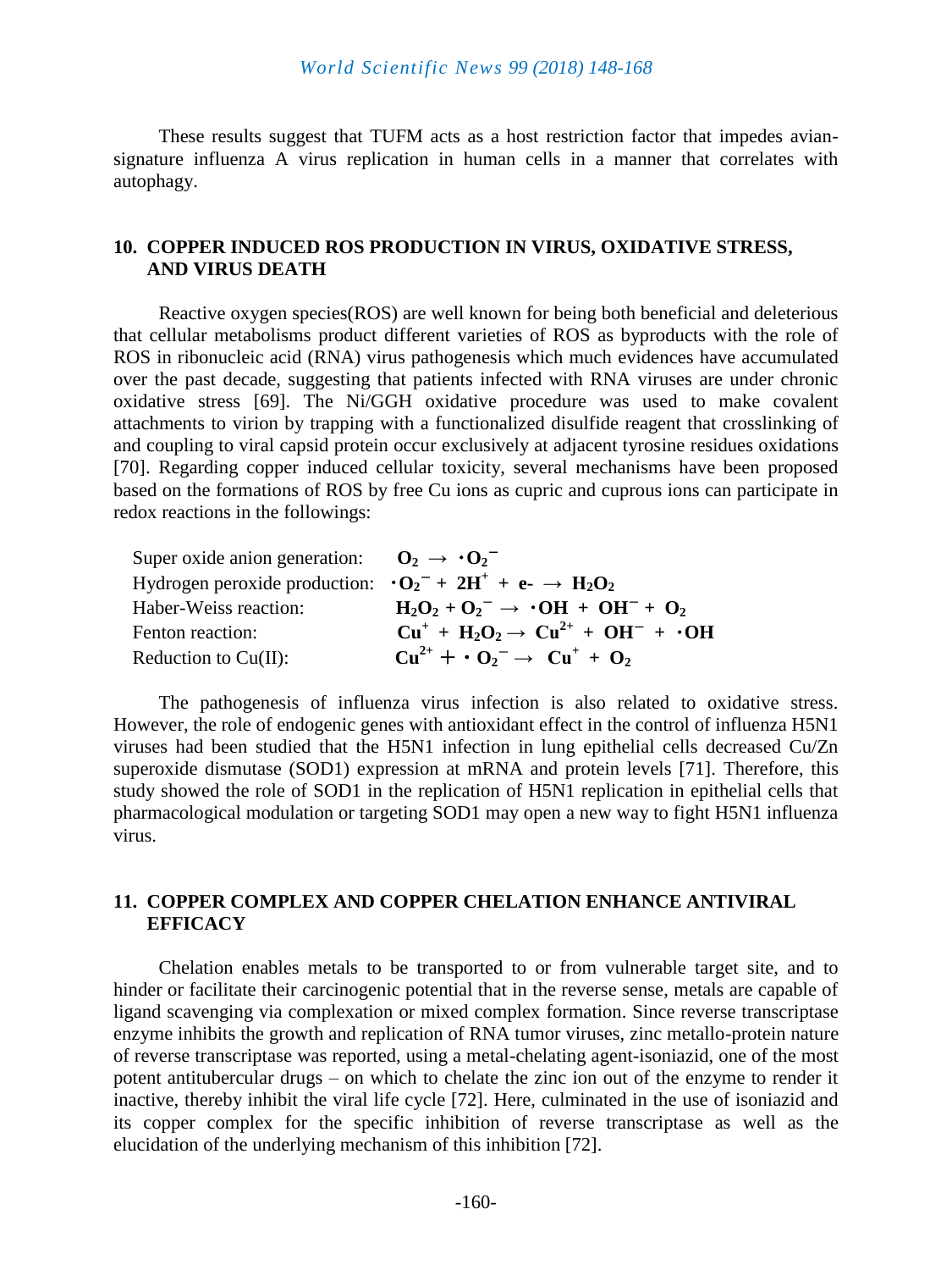These results suggest that TUFM acts as a host restriction factor that impedes avian-signature influenza A virus replication in human cells in a manner that correlates with autophagy.

## 10. COPPER INDUCED ROS PRODUCTION IN VIRUS, OXIDATIVE STRESS, AND VIRUS DEATH

Reactive oxygen species(ROS) are well known for being both beneficial and deleterious that cellular metabolisms product different varieties of ROS as byproducts with the role of ROS in ribonucleic acid (RNA) virus pathogenesis which much evidences have accumulated over the past decade, suggesting that patients infected with RNA viruses are under chronic oxidative stress [69]. The Ni/GGH oxidative procedure was used to make covalent attachments to virion by trapping with a functionalized disulfide reagent that crosslinking of and coupling to viral capsid protein occur exclusively at adjacent tyrosine residues oxidations [70]. Regarding copper induced cellular toxicity, several mechanisms have been proposed based on the formations of ROS by free Cu ions as cupric and cuprous ions can participate in redox reactions in the followings:

Super oxide anion generation: $O_2 \rightarrow \cdot O_2^-$

Hydrogen peroxide production: $\cdot O_2^- + 2H^+ + e^- \rightarrow H_2O_2$

Haber-Weiss reaction: $H_2O_2 + O_2^- \rightarrow \cdot OH + OH^- + O_2$

Fenton reaction: $Cu^+ + H_2O_2 \rightarrow Cu^{2+} + OH^- + \cdot OH$

Reduction to Cu(II): $Cu^{2+} + \cdot O_2^- \rightarrow Cu^+ + O_2$

The pathogenesis of influenza virus infection is also related to oxidative stress. However, the role of endogenic genes with antioxidant effect in the control of influenza H5N1 viruses had been studied that the H5N1 infection in lung epithelial cells decreased Cu/Zn superoxide dismutase (SOD1) expression at mRNA and protein levels [71]. Therefore, this study showed the role of SOD1 in the replication of H5N1 replication in epithelial cells that pharmacological modulation or targeting SOD1 may open a new way to fight H5N1 influenza virus.

## 11. COPPER COMPLEX AND COPPER CHELATION ENHANCE ANTIVIRAL EFFICACY

Chelation enables metals to be transported to or from vulnerable target site, and to hinder or facilitate their carcinogenic potential that in the reverse sense, metals are capable of ligand scavenging via complexation or mixed complex formation. Since reverse transcriptase enzyme inhibits the growth and replication of RNA tumor viruses, zinc metallo-protein nature of reverse transcriptase was reported, using a metal-chelating agent-isoniazid, one of the most potent antitubercular drugs – on which to chelate the zinc ion out of the enzyme to render it inactive, thereby inhibit the viral life cycle [72]. Here, culminated in the use of isoniazid and its copper complex for the specific inhibition of reverse transcriptase as well as the elucidation of the underlying mechanism of this inhibition [72].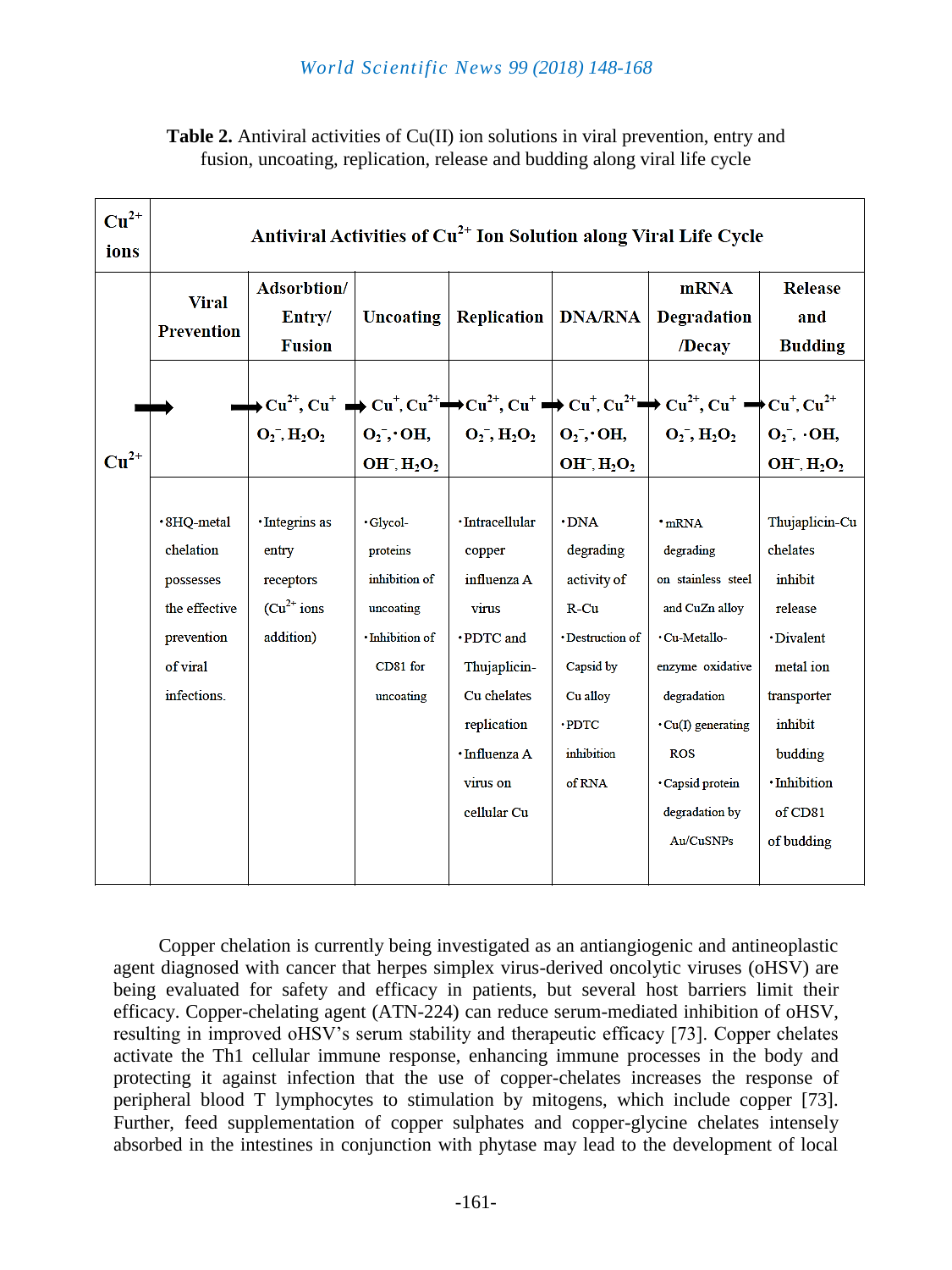**Table 2.** Antiviral activities of Cu(II) ion solutions in viral prevention, entry and fusion, uncoating, replication, release and budding along viral life cycle

| $Cu^{2+}$ ions | Antiviral Activities of $Cu^{2+}$ Ion Solution along Viral Life Cycle | | | | | | |
|---|---|---|---|---|---|---|---|
| | Viral Prevention | Adsorbtion/ Entry/ Fusion | Uncoating | Replication | DNA/RNA | mRNA Degradation /Decay | Release and Budding |
| $Cu^{2+}$ | → | → $Cu^{2+}$, $Cu^{+}$ $O_2^-$, $H_2O_2$ | → $Cu^{+}$, $Cu^{2+}$ $O_2^-$, ·OH, $OH^-$, $H_2O_2$ | → $Cu^{2+}$, $Cu^{+}$ $O_2^-$, $H_2O_2$ | → $Cu^{+}$, $Cu^{2+}$ $O_2^-$, ·OH, $OH^-$, $H_2O_2$ | → $Cu^{2+}$, $Cu^{+}$ $O_2^-$, $H_2O_2$ | → $Cu^{+}$, $Cu^{2+}$ $O_2^-$, ·OH, $OH^-$, $H_2O_2$ |
| | ·8HQ-metal chelation possesses the effective prevention of viral infections. | ·Integrins as entry receptors ($Cu^{2+}$ ions addition) | ·Glycol-proteins inhibition of uncoating ·Inhibition of CD81 for uncoating | ·Intracellular copper influenza A virus ·PDTC and Thujaplicin-Cu chelates replication ·Influenza A virus on cellular Cu | ·DNA degrading activity of R-Cu ·Destruction of Capsid by Cu alloy ·PDTC inhibition of RNA | ·mRNA degrading on stainless steel and CuZn alloy ·Cu-Metallo-enzyme oxidative degradation ·Cu(I) generating ROS ·Capsid protein degradation by Au/CuSNPs | Thujaplicin-Cu chelates inhibit release ·Divalent metal ion transporter inhibit budding ·Inhibition of CD81 of budding |

Copper chelation is currently being investigated as an antiangiogenic and antineoplastic agent diagnosed with cancer that herpes simplex virus-derived oncolytic viruses (oHSV) are being evaluated for safety and efficacy in patients, but several host barriers limit their efficacy. Copper-chelating agent (ATN-224) can reduce serum-mediated inhibition of oHSV, resulting in improved oHSV's serum stability and therapeutic efficacy [73]. Copper chelates activate the Th1 cellular immune response, enhancing immune processes in the body and protecting it against infection that the use of copper-chelates increases the response of peripheral blood T lymphocytes to stimulation by mitogens, which include copper [73]. Further, feed supplementation of copper sulphates and copper-glycine chelates intensely absorbed in the intestines in conjunction with phytase may lead to the development of local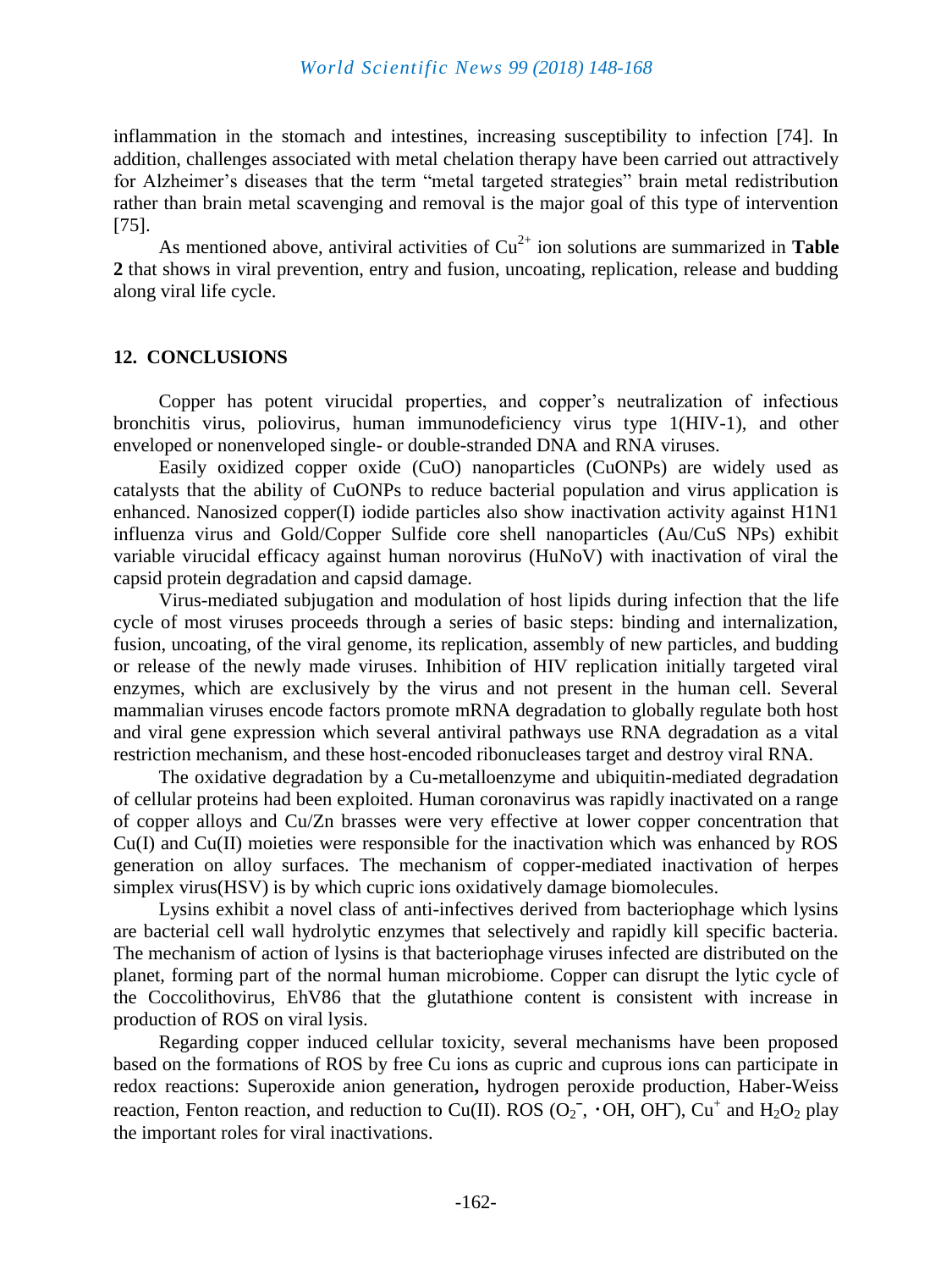inflammation in the stomach and intestines, increasing susceptibility to infection [74]. In addition, challenges associated with metal chelation therapy have been carried out attractively for Alzheimer's diseases that the term "metal targeted strategies" brain metal redistribution rather than brain metal scavenging and removal is the major goal of this type of intervention [75].

As mentioned above, antiviral activities of $Cu^{2+}$ ion solutions are summarized in **Table 2** that shows in viral prevention, entry and fusion, uncoating, replication, release and budding along viral life cycle.

## 12. CONCLUSIONS

Copper has potent virucidal properties, and copper's neutralization of infectious bronchitis virus, poliovirus, human immunodeficiency virus type 1(HIV-1), and other enveloped or nonenveloped single- or double-stranded DNA and RNA viruses.

Easily oxidized copper oxide (CuO) nanoparticles (CuONPs) are widely used as catalysts that the ability of CuONPs to reduce bacterial population and virus application is enhanced. Nanosized copper(I) iodide particles also show inactivation activity against H1N1 influenza virus and Gold/Copper Sulfide core shell nanoparticles (Au/CuS NPs) exhibit variable virucidal efficacy against human norovirus (HuNoV) with inactivation of viral the capsid protein degradation and capsid damage.

Virus-mediated subjugation and modulation of host lipids during infection that the life cycle of most viruses proceeds through a series of basic steps: binding and internalization, fusion, uncoating, of the viral genome, its replication, assembly of new particles, and budding or release of the newly made viruses. Inhibition of HIV replication initially targeted viral enzymes, which are exclusively by the virus and not present in the human cell. Several mammalian viruses encode factors promote mRNA degradation to globally regulate both host and viral gene expression which several antiviral pathways use RNA degradation as a vital restriction mechanism, and these host-encoded ribonucleases target and destroy viral RNA.

The oxidative degradation by a Cu-metalloenzyme and ubiquitin-mediated degradation of cellular proteins had been exploited. Human coronavirus was rapidly inactivated on a range of copper alloys and Cu/Zn brasses were very effective at lower copper concentration that Cu(I) and Cu(II) moieties were responsible for the inactivation which was enhanced by ROS generation on alloy surfaces. The mechanism of copper-mediated inactivation of herpes simplex virus(HSV) is by which cupric ions oxidatively damage biomolecules.

Lysins exhibit a novel class of anti-infectives derived from bacteriophage which lysins are bacterial cell wall hydrolytic enzymes that selectively and rapidly kill specific bacteria. The mechanism of action of lysins is that bacteriophage viruses infected are distributed on the planet, forming part of the normal human microbiome. Copper can disrupt the lytic cycle of the Coccolithovirus, EhV86 that the glutathione content is consistent with increase in production of ROS on viral lysis.

Regarding copper induced cellular toxicity, several mechanisms have been proposed based on the formations of ROS by free Cu ions as cupric and cuprous ions can participate in redox reactions: Superoxide anion generation**,** hydrogen peroxide production, Haber-Weiss reaction, Fenton reaction, and reduction to Cu(II). ROS ($O_2^-$, $\cdot OH$, $OH^-$), $Cu^+$ and $H_2O_2$ play the important roles for viral inactivations.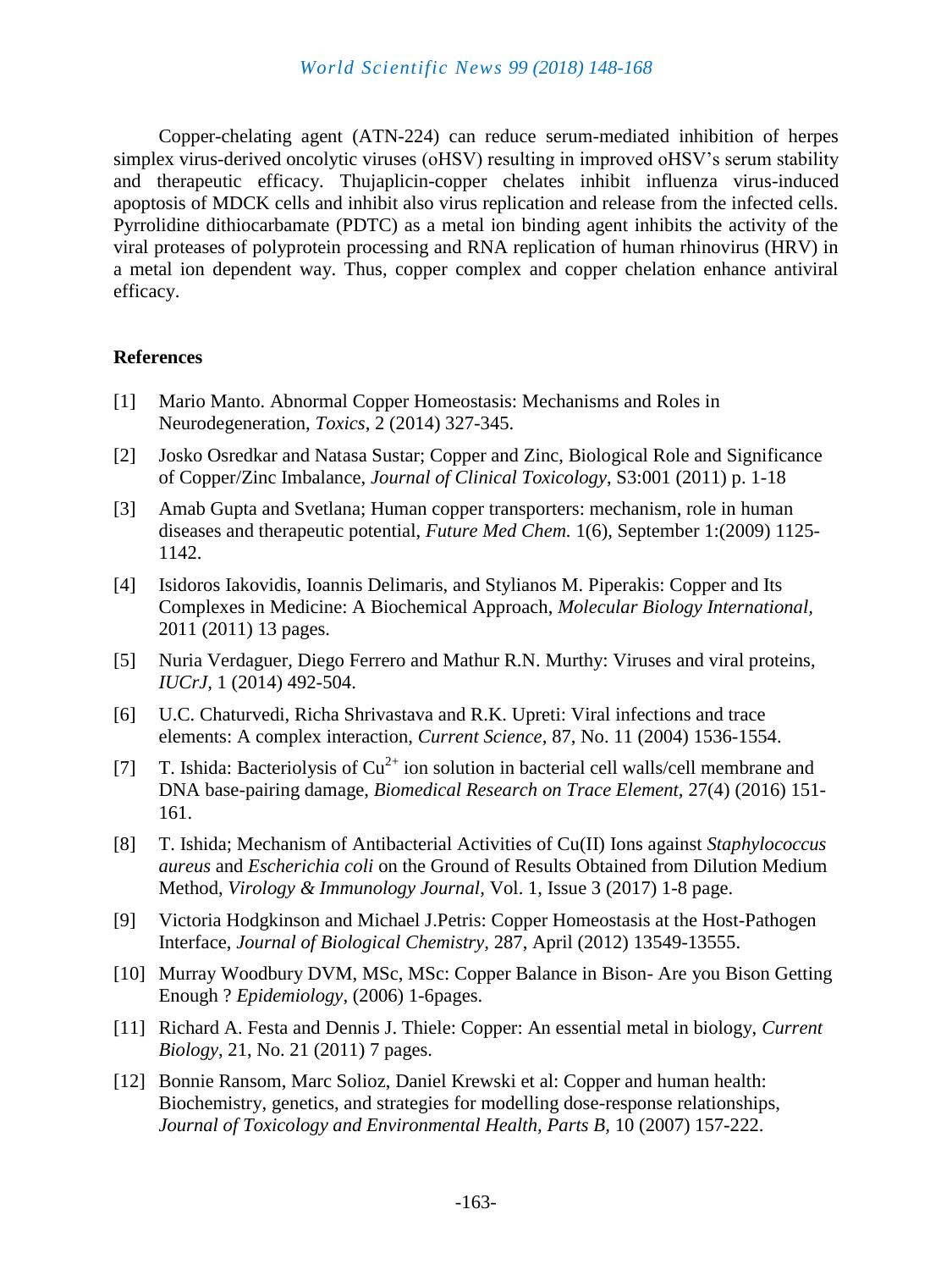Copper-chelating agent (ATN-224) can reduce serum-mediated inhibition of herpes simplex virus-derived oncolytic viruses (oHSV) resulting in improved oHSV's serum stability and therapeutic efficacy. Thujaplicin-copper chelates inhibit influenza virus-induced apoptosis of MDCK cells and inhibit also virus replication and release from the infected cells. Pyrrolidine dithiocarbamate (PDTC) as a metal ion binding agent inhibits the activity of the viral proteases of polyprotein processing and RNA replication of human rhinovirus (HRV) in a metal ion dependent way. Thus, copper complex and copper chelation enhance antiviral efficacy.

## References

[1] Mario Manto. Abnormal Copper Homeostasis: Mechanisms and Roles in Neurodegeneration, *Toxics*, 2 (2014) 327-345.

[2] Josko Osredkar and Natasa Sustar; Copper and Zinc, Biological Role and Significance of Copper/Zinc Imbalance, *Journal of Clinical Toxicology*, S3:001 (2011) p. 1-18

[3] Amab Gupta and Svetlana; Human copper transporters: mechanism, role in human diseases and therapeutic potential, *Future Med Chem.* 1(6), September 1:(2009) 1125-1142.

[4] Isidoros Iakovidis, Ioannis Delimaris, and Stylianos M. Piperakis: Copper and Its Complexes in Medicine: A Biochemical Approach, *Molecular Biology International*, 2011 (2011) 13 pages.

[5] Nuria Verdaguer, Diego Ferrero and Mathur R.N. Murthy: Viruses and viral proteins, *IUCrJ*, 1 (2014) 492-504.

[6] U.C. Chaturvedi, Richa Shrivastava and R.K. Upreti: Viral infections and trace elements: A complex interaction, *Current Science*, 87, No. 11 (2004) 1536-1554.

[7] T. Ishida: Bacteriolysis of $Cu^{2+}$ ion solution in bacterial cell walls/cell membrane and DNA base-pairing damage, *Biomedical Research on Trace Element*, 27(4) (2016) 151-161.

[8] T. Ishida; Mechanism of Antibacterial Activities of Cu(II) Ions against *Staphylococcus aureus* and *Escherichia coli* on the Ground of Results Obtained from Dilution Medium Method, *Virology & Immunology Journal*, Vol. 1, Issue 3 (2017) 1-8 page.

[9] Victoria Hodgkinson and Michael J.Petris: Copper Homeostasis at the Host-Pathogen Interface, *Journal of Biological Chemistry*, 287, April (2012) 13549-13555.

[10] Murray Woodbury DVM, MSc, MSc: Copper Balance in Bison- Are you Bison Getting Enough ? *Epidemiology*, (2006) 1-6pages.

[11] Richard A. Festa and Dennis J. Thiele: Copper: An essential metal in biology, *Current Biology*, 21, No. 21 (2011) 7 pages.

[12] Bonnie Ransom, Marc Solioz, Daniel Krewski et al: Copper and human health: Biochemistry, genetics, and strategies for modelling dose-response relationships, *Journal of Toxicology and Environmental Health, Parts B*, 10 (2007) 157-222.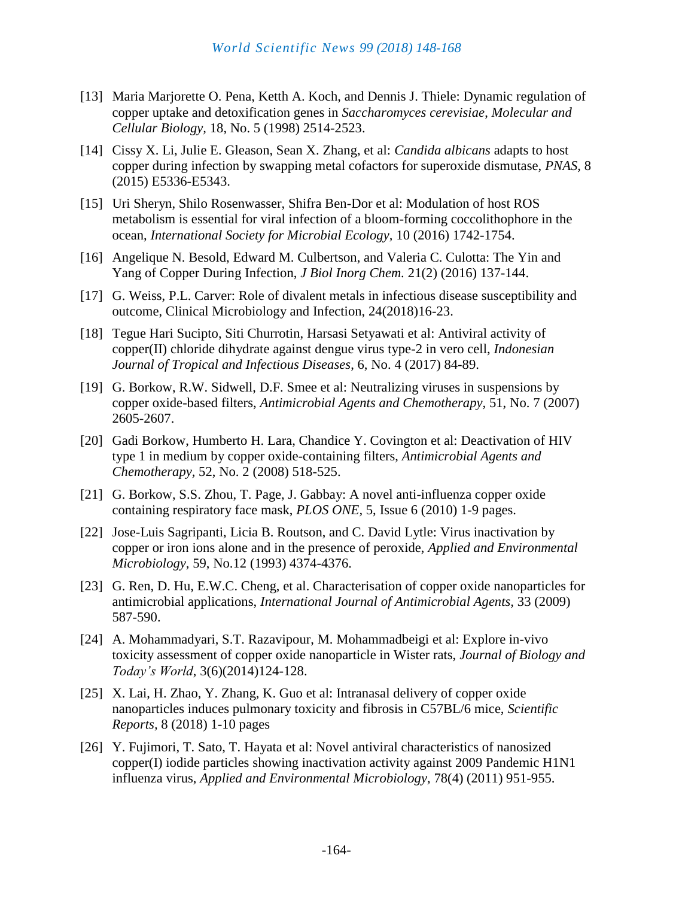[13] Maria Marjorette O. Pena, Ketth A. Koch, and Dennis J. Thiele: Dynamic regulation of copper uptake and detoxification genes in *Saccharomyces cerevisiae*, *Molecular and Cellular Biology*, 18, No. 5 (1998) 2514-2523.

[14] Cissy X. Li, Julie E. Gleason, Sean X. Zhang, et al: *Candida albicans* adapts to host copper during infection by swapping metal cofactors for superoxide dismutase, *PNAS*, 8 (2015) E5336-E5343.

[15] Uri Sheryn, Shilo Rosenwasser, Shifra Ben-Dor et al: Modulation of host ROS metabolism is essential for viral infection of a bloom-forming coccolithophore in the ocean, *International Society for Microbial Ecology*, 10 (2016) 1742-1754.

[16] Angelique N. Besold, Edward M. Culbertson, and Valeria C. Culotta: The Yin and Yang of Copper During Infection, *J Biol Inorg Chem.* 21(2) (2016) 137-144.

[17] G. Weiss, P.L. Carver: Role of divalent metals in infectious disease susceptibility and outcome, Clinical Microbiology and Infection, 24(2018)16-23.

[18] Tegue Hari Sucipto, Siti Churrotin, Harsasi Setyawati et al: Antiviral activity of copper(II) chloride dihydrate against dengue virus type-2 in vero cell, *Indonesian Journal of Tropical and Infectious Diseases*, 6, No. 4 (2017) 84-89.

[19] G. Borkow, R.W. Sidwell, D.F. Smee et al: Neutralizing viruses in suspensions by copper oxide-based filters, *Antimicrobial Agents and Chemotherapy*, 51, No. 7 (2007) 2605-2607.

[20] Gadi Borkow, Humberto H. Lara, Chandice Y. Covington et al: Deactivation of HIV type 1 in medium by copper oxide-containing filters, *Antimicrobial Agents and Chemotherapy*, 52, No. 2 (2008) 518-525.

[21] G. Borkow, S.S. Zhou, T. Page, J. Gabbay: A novel anti-influenza copper oxide containing respiratory face mask, *PLOS ONE*, 5, Issue 6 (2010) 1-9 pages.

[22] Jose-Luis Sagripanti, Licia B. Routson, and C. David Lytle: Virus inactivation by copper or iron ions alone and in the presence of peroxide, *Applied and Environmental Microbiology*, 59, No.12 (1993) 4374-4376.

[23] G. Ren, D. Hu, E.W.C. Cheng, et al. Characterisation of copper oxide nanoparticles for antimicrobial applications, *International Journal of Antimicrobial Agents*, 33 (2009) 587-590.

[24] A. Mohammadyari, S.T. Razavipour, M. Mohammadbeigi et al: Explore in-vivo toxicity assessment of copper oxide nanoparticle in Wister rats, *Journal of Biology and Today's World*, 3(6)(2014)124-128.

[25] X. Lai, H. Zhao, Y. Zhang, K. Guo et al: Intranasal delivery of copper oxide nanoparticles induces pulmonary toxicity and fibrosis in C57BL/6 mice, *Scientific Reports*, 8 (2018) 1-10 pages

[26] Y. Fujimori, T. Sato, T. Hayata et al: Novel antiviral characteristics of nanosized copper(I) iodide particles showing inactivation activity against 2009 Pandemic H1N1 influenza virus, *Applied and Environmental Microbiology*, 78(4) (2011) 951-955.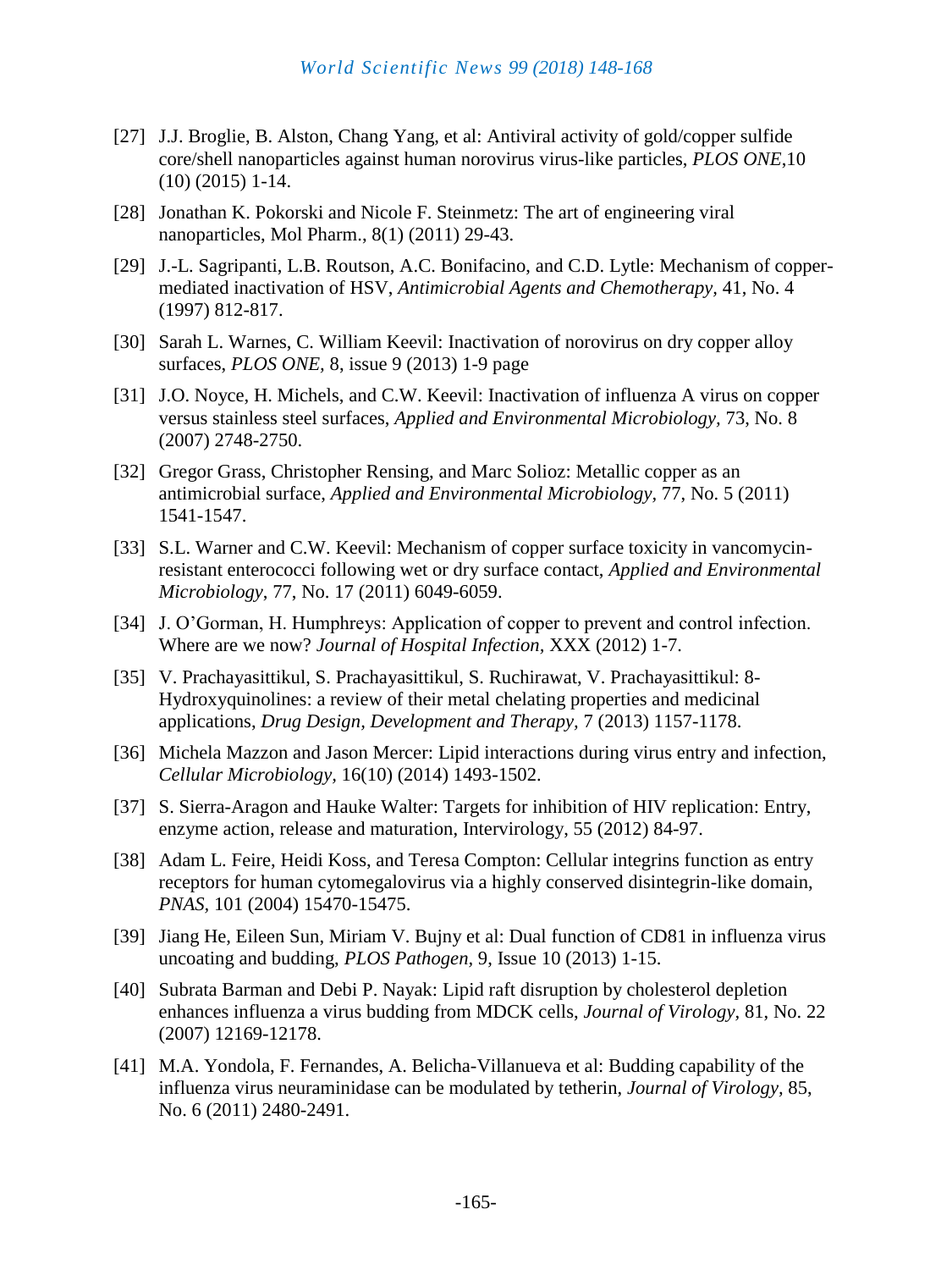[27] J.J. Broglie, B. Alston, Chang Yang, et al: Antiviral activity of gold/copper sulfide core/shell nanoparticles against human norovirus virus-like particles, *PLOS ONE*,10 (10) (2015) 1-14.

[28] Jonathan K. Pokorski and Nicole F. Steinmetz: The art of engineering viral nanoparticles, Mol Pharm., 8(1) (2011) 29-43.

[29] J.-L. Sagripanti, L.B. Routson, A.C. Bonifacino, and C.D. Lytle: Mechanism of copper-mediated inactivation of HSV, *Antimicrobial Agents and Chemotherapy,* 41, No. 4 (1997) 812-817.

[30] Sarah L. Warnes, C. William Keevil: Inactivation of norovirus on dry copper alloy surfaces, *PLOS ONE,* 8, issue 9 (2013) 1-9 page

[31] J.O. Noyce, H. Michels, and C.W. Keevil: Inactivation of influenza A virus on copper versus stainless steel surfaces, *Applied and Environmental Microbiology,* 73, No. 8 (2007) 2748-2750.

[32] Gregor Grass, Christopher Rensing, and Marc Solioz: Metallic copper as an antimicrobial surface, *Applied and Environmental Microbiology,* 77, No. 5 (2011) 1541-1547.

[33] S.L. Warner and C.W. Keevil: Mechanism of copper surface toxicity in vancomycin-resistant enterococci following wet or dry surface contact, *Applied and Environmental Microbiology*, 77, No. 17 (2011) 6049-6059.

[34] J. O'Gorman, H. Humphreys: Application of copper to prevent and control infection. Where are we now? *Journal of Hospital Infection,* XXX (2012) 1-7.

[35] V. Prachayasittikul, S. Prachayasittikul, S. Ruchirawat, V. Prachayasittikul: 8-Hydroxyquinolines: a review of their metal chelating properties and medicinal applications, *Drug Design, Development and Therapy,* 7 (2013) 1157-1178.

[36] Michela Mazzon and Jason Mercer: Lipid interactions during virus entry and infection, *Cellular Microbiology*, 16(10) (2014) 1493-1502.

[37] S. Sierra-Aragon and Hauke Walter: Targets for inhibition of HIV replication: Entry, enzyme action, release and maturation, Intervirology, 55 (2012) 84-97.

[38] Adam L. Feire, Heidi Koss, and Teresa Compton: Cellular integrins function as entry receptors for human cytomegalovirus via a highly conserved disintegrin-like domain, *PNAS*, 101 (2004) 15470-15475.

[39] Jiang He, Eileen Sun, Miriam V. Bujny et al: Dual function of CD81 in influenza virus uncoating and budding, *PLOS Pathogen,* 9, Issue 10 (2013) 1-15.

[40] Subrata Barman and Debi P. Nayak: Lipid raft disruption by cholesterol depletion enhances influenza a virus budding from MDCK cells, *Journal of Virology*, 81, No. 22 (2007) 12169-12178.

[41] M.A. Yondola, F. Fernandes, A. Belicha-Villanueva et al: Budding capability of the influenza virus neuraminidase can be modulated by tetherin, *Journal of Virology,* 85, No. 6 (2011) 2480-2491.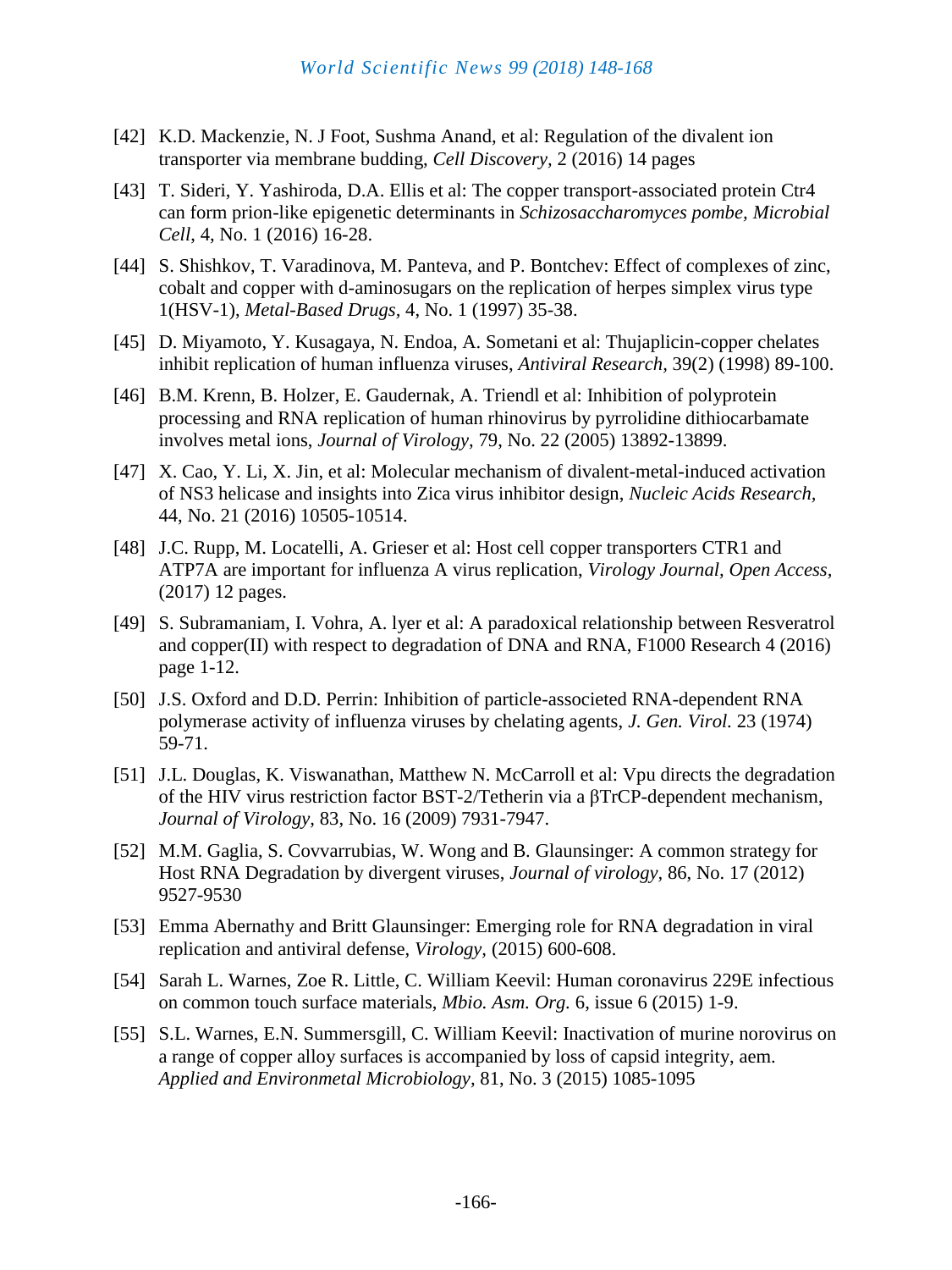[42] K.D. Mackenzie, N. J Foot, Sushma Anand, et al: Regulation of the divalent ion transporter via membrane budding, *Cell Discovery,* 2 (2016) 14 pages

[43] T. Sideri, Y. Yashiroda, D.A. Ellis et al: The copper transport-associated protein Ctr4 can form prion-like epigenetic determinants in *Schizosaccharomyces pombe, Microbial Cell*, 4, No. 1 (2016) 16-28.

[44] S. Shishkov, T. Varadinova, M. Panteva, and P. Bontchev: Effect of complexes of zinc, cobalt and copper with d-aminosugars on the replication of herpes simplex virus type 1(HSV-1), *Metal-Based Drugs*, 4, No. 1 (1997) 35-38.

[45] D. Miyamoto, Y. Kusagaya, N. Endoa, A. Sometani et al: Thujaplicin-copper chelates inhibit replication of human influenza viruses, *Antiviral Research*, 39(2) (1998) 89-100.

[46] B.M. Krenn, B. Holzer, E. Gaudernak, A. Triendl et al: Inhibition of polyprotein processing and RNA replication of human rhinovirus by pyrrolidine dithiocarbamate involves metal ions, *Journal of Virology,* 79, No. 22 (2005) 13892-13899.

[47] X. Cao, Y. Li, X. Jin, et al: Molecular mechanism of divalent-metal-induced activation of NS3 helicase and insights into Zica virus inhibitor design, *Nucleic Acids Research,* 44, No. 21 (2016) 10505-10514.

[48] J.C. Rupp, M. Locatelli, A. Grieser et al: Host cell copper transporters CTR1 and ATP7A are important for influenza A virus replication, *Virology Journal, Open Access,* (2017) 12 pages.

[49] S. Subramaniam, I. Vohra, A. lyer et al: A paradoxical relationship between Resveratrol and copper(II) with respect to degradation of DNA and RNA, F1000 Research 4 (2016) page 1-12.

[50] J.S. Oxford and D.D. Perrin: Inhibition of particle-associeted RNA-dependent RNA polymerase activity of influenza viruses by chelating agents, *J. Gen. Virol.* 23 (1974) 59-71.

[51] J.L. Douglas, K. Viswanathan, Matthew N. McCarroll et al: Vpu directs the degradation of the HIV virus restriction factor BST-2/Tetherin via a βTrCP-dependent mechanism, *Journal of Virology,* 83, No. 16 (2009) 7931-7947.

[52] M.M. Gaglia, S. Covvarrubias, W. Wong and B. Glaunsinger: A common strategy for Host RNA Degradation by divergent viruses, *Journal of virology,* 86, No. 17 (2012) 9527-9530

[53] Emma Abernathy and Britt Glaunsinger: Emerging role for RNA degradation in viral replication and antiviral defense, *Virology,* (2015) 600-608.

[54] Sarah L. Warnes, Zoe R. Little, C. William Keevil: Human coronavirus 229E infectious on common touch surface materials, *Mbio. Asm. Org.* 6, issue 6 (2015) 1-9.

[55] S.L. Warnes, E.N. Summersgill, C. William Keevil: Inactivation of murine norovirus on a range of copper alloy surfaces is accompanied by loss of capsid integrity, aem. *Applied and Environmetal Microbiology,* 81, No. 3 (2015) 1085-1095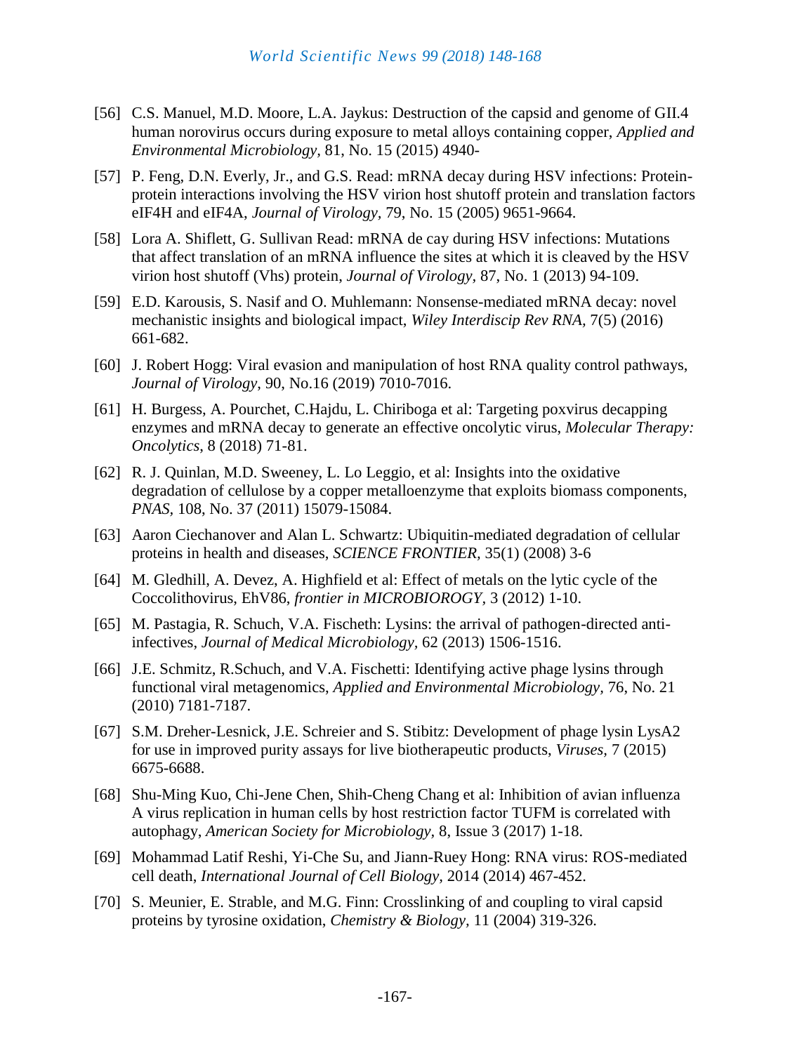[56] C.S. Manuel, M.D. Moore, L.A. Jaykus: Destruction of the capsid and genome of GII.4 human norovirus occurs during exposure to metal alloys containing copper, *Applied and Environmental Microbiology*, 81, No. 15 (2015) 4940-

[57] P. Feng, D.N. Everly, Jr., and G.S. Read: mRNA decay during HSV infections: Protein-protein interactions involving the HSV virion host shutoff protein and translation factors eIF4H and eIF4A, *Journal of Virology,* 79, No. 15 (2005) 9651-9664.

[58] Lora A. Shiflett, G. Sullivan Read: mRNA de cay during HSV infections: Mutations that affect translation of an mRNA influence the sites at which it is cleaved by the HSV virion host shutoff (Vhs) protein, *Journal of Virology*, 87, No. 1 (2013) 94-109.

[59] E.D. Karousis, S. Nasif and O. Muhlemann: Nonsense-mediated mRNA decay: novel mechanistic insights and biological impact, *Wiley Interdiscip Rev RNA,* 7(5) (2016) 661-682.

[60] J. Robert Hogg: Viral evasion and manipulation of host RNA quality control pathways, *Journal of Virology*, 90, No.16 (2019) 7010-7016.

[61] H. Burgess, A. Pourchet, C.Hajdu, L. Chiriboga et al: Targeting poxvirus decapping enzymes and mRNA decay to generate an effective oncolytic virus, *Molecular Therapy: Oncolytics*, 8 (2018) 71-81.

[62] R. J. Quinlan, M.D. Sweeney, L. Lo Leggio, et al: Insights into the oxidative degradation of cellulose by a copper metalloenzyme that exploits biomass components, *PNAS*, 108, No. 37 (2011) 15079-15084.

[63] Aaron Ciechanover and Alan L. Schwartz: Ubiquitin-mediated degradation of cellular proteins in health and diseases, *SCIENCE FRONTIER,* 35(1) (2008) 3-6

[64] M. Gledhill, A. Devez, A. Highfield et al: Effect of metals on the lytic cycle of the Coccolithovirus, EhV86, *frontier in MICROBIOROGY,* 3 (2012) 1-10.

[65] M. Pastagia, R. Schuch, V.A. Fischeth: Lysins: the arrival of pathogen-directed anti-infectives, *Journal of Medical Microbiology*, 62 (2013) 1506-1516.

[66] J.E. Schmitz, R.Schuch, and V.A. Fischetti: Identifying active phage lysins through functional viral metagenomics, *Applied and Environmental Microbiology,* 76, No. 21 (2010) 7181-7187.

[67] S.M. Dreher-Lesnick, J.E. Schreier and S. Stibitz: Development of phage lysin LysA2 for use in improved purity assays for live biotherapeutic products, *Viruses*, 7 (2015) 6675-6688.

[68] Shu-Ming Kuo, Chi-Jene Chen, Shih-Cheng Chang et al: Inhibition of avian influenza A virus replication in human cells by host restriction factor TUFM is correlated with autophagy, *American Society for Microbiology,* 8, Issue 3 (2017) 1-18.

[69] Mohammad Latif Reshi, Yi-Che Su, and Jiann-Ruey Hong: RNA virus: ROS-mediated cell death, *International Journal of Cell Biology,* 2014 (2014) 467-452.

[70] S. Meunier, E. Strable, and M.G. Finn: Crosslinking of and coupling to viral capsid proteins by tyrosine oxidation, *Chemistry & Biology,* 11 (2004) 319-326.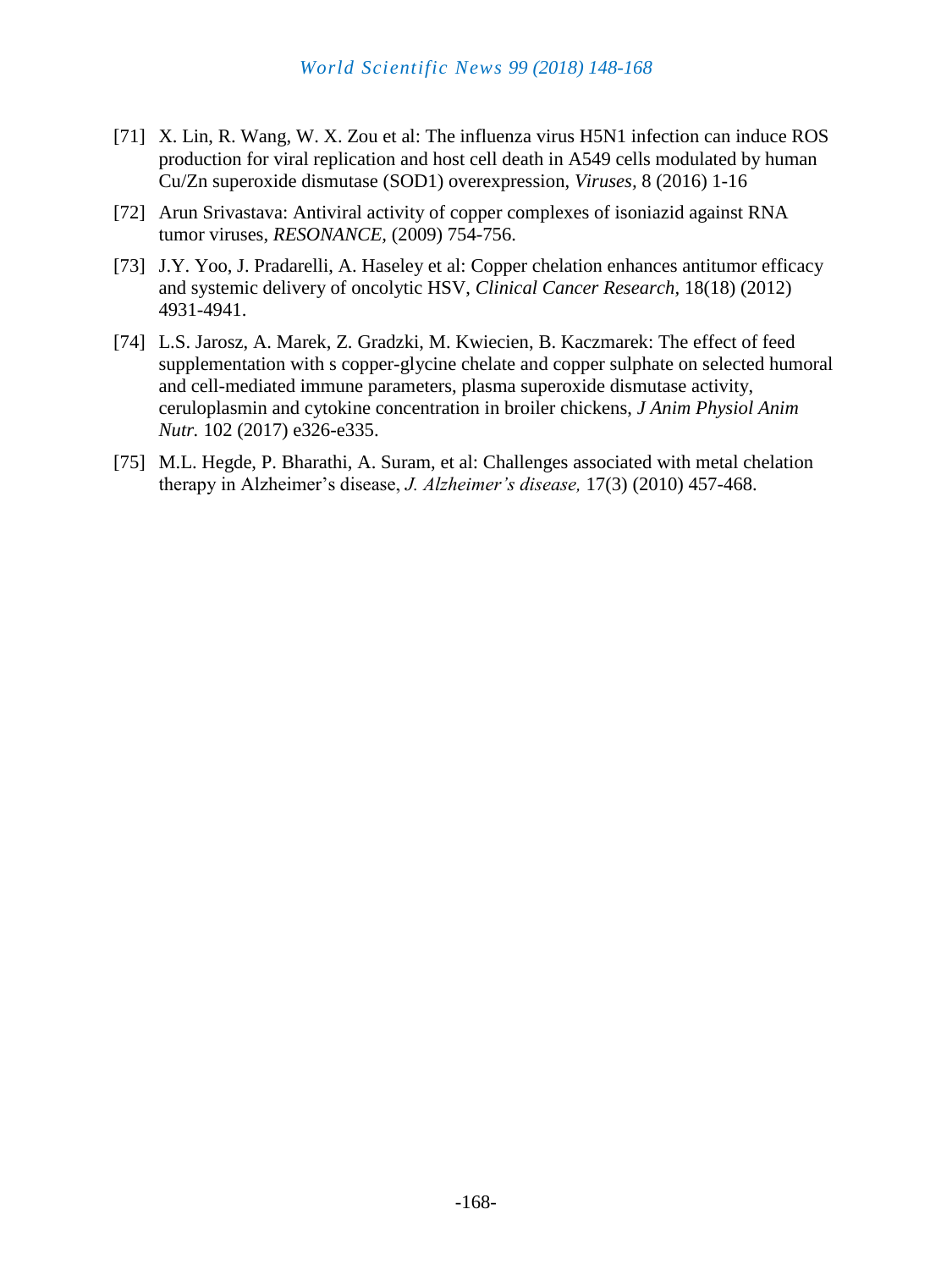[71] X. Lin, R. Wang, W. X. Zou et al: The influenza virus H5N1 infection can induce ROS production for viral replication and host cell death in A549 cells modulated by human Cu/Zn superoxide dismutase (SOD1) overexpression, *Viruses*, 8 (2016) 1-16

[72] Arun Srivastava: Antiviral activity of copper complexes of isoniazid against RNA tumor viruses, *RESONANCE*, (2009) 754-756.

[73] J.Y. Yoo, J. Pradarelli, A. Haseley et al: Copper chelation enhances antitumor efficacy and systemic delivery of oncolytic HSV, *Clinical Cancer Research*, 18(18) (2012) 4931-4941.

[74] L.S. Jarosz, A. Marek, Z. Gradzki, M. Kwiecien, B. Kaczmarek: The effect of feed supplementation with s copper-glycine chelate and copper sulphate on selected humoral and cell-mediated immune parameters, plasma superoxide dismutase activity, ceruloplasmin and cytokine concentration in broiler chickens, *J Anim Physiol Anim Nutr.* 102 (2017) e326-e335.

[75] M.L. Hegde, P. Bharathi, A. Suram, et al: Challenges associated with metal chelation therapy in Alzheimer's disease, *J. Alzheimer's disease,* 17(3) (2010) 457-468.